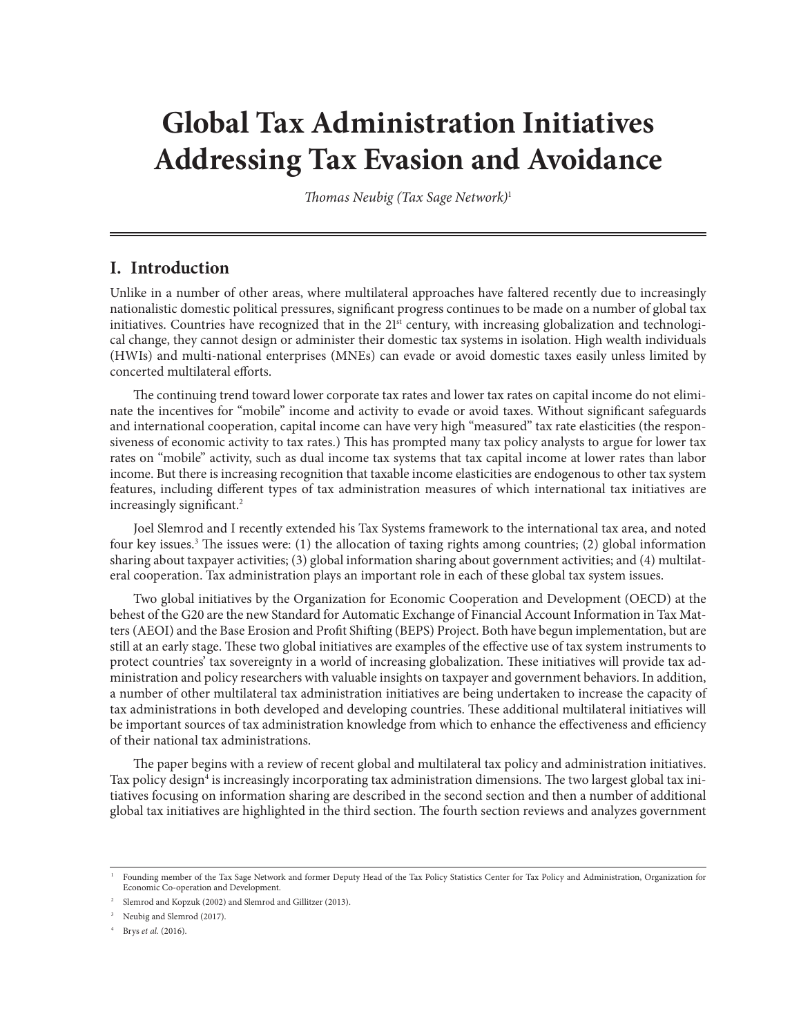# Global Tax Administration Initiatives Addressing Tax Evasion and Avoidance

*Thomas Neubig (Tax Sage Network)*[1]

## I. Introduction

Unlike in a number of other areas, where multilateral approaches have faltered recently due to increasingly nationalistic domestic political pressures, significant progress continues to be made on a number of global tax initiatives. Countries have recognized that in the 21st century, with increasing globalization and technological change, they cannot design or administer their domestic tax systems in isolation. High wealth individuals (HWIs) and multi-national enterprises (MNEs) can evade or avoid domestic taxes easily unless limited by concerted multilateral efforts.

The continuing trend toward lower corporate tax rates and lower tax rates on capital income do not eliminate the incentives for "mobile" income and activity to evade or avoid taxes. Without significant safeguards and international cooperation, capital income can have very high "measured" tax rate elasticities (the responsiveness of economic activity to tax rates.) This has prompted many tax policy analysts to argue for lower tax rates on "mobile" activity, such as dual income tax systems that tax capital income at lower rates than labor income. But there is increasing recognition that taxable income elasticities are endogenous to other tax system features, including different types of tax administration measures of which international tax initiatives are increasingly significant.[2]

Joel Slemrod and I recently extended his Tax Systems framework to the international tax area, and noted four key issues.[3] The issues were: (1) the allocation of taxing rights among countries; (2) global information sharing about taxpayer activities; (3) global information sharing about government activities; and (4) multilateral cooperation. Tax administration plays an important role in each of these global tax system issues.

Two global initiatives by the Organization for Economic Cooperation and Development (OECD) at the behest of the G20 are the new Standard for Automatic Exchange of Financial Account Information in Tax Matters (AEOI) and the Base Erosion and Profit Shifting (BEPS) Project. Both have begun implementation, but are still at an early stage. These two global initiatives are examples of the effective use of tax system instruments to protect countries' tax sovereignty in a world of increasing globalization. These initiatives will provide tax administration and policy researchers with valuable insights on taxpayer and government behaviors. In addition, a number of other multilateral tax administration initiatives are being undertaken to increase the capacity of tax administrations in both developed and developing countries. These additional multilateral initiatives will be important sources of tax administration knowledge from which to enhance the effectiveness and efficiency of their national tax administrations.

The paper begins with a review of recent global and multilateral tax policy and administration initiatives. Tax policy design[4] is increasingly incorporating tax administration dimensions. The two largest global tax initiatives focusing on information sharing are described in the second section and then a number of additional global tax initiatives are highlighted in the third section. The fourth section reviews and analyzes government

---

[1] Founding member of the Tax Sage Network and former Deputy Head of the Tax Policy Statistics Center for Tax Policy and Administration, Organization for Economic Co-operation and Development.

[2] Slemrod and Kopzuk (2002) and Slemrod and Gillitzer (2013).

[3] Neubig and Slemrod (2017).

[4] Brys *et al.* (2016).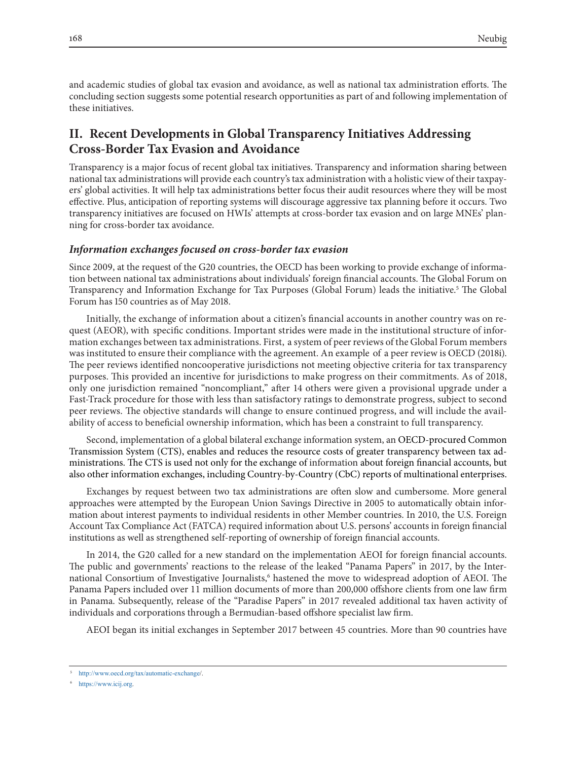and academic studies of global tax evasion and avoidance, as well as national tax administration efforts. The concluding section suggests some potential research opportunities as part of and following implementation of these initiatives.

## II. Recent Developments in Global Transparency Initiatives Addressing Cross-Border Tax Evasion and Avoidance

Transparency is a major focus of recent global tax initiatives. Transparency and information sharing between national tax administrations will provide each country's tax administration with a holistic view of their taxpayers' global activities. It will help tax administrations better focus their audit resources where they will be most effective. Plus, anticipation of reporting systems will discourage aggressive tax planning before it occurs. Two transparency initiatives are focused on HWIs' attempts at cross-border tax evasion and on large MNEs' planning for cross-border tax avoidance.

### *Information exchanges focused on cross-border tax evasion*

Since 2009, at the request of the G20 countries, the OECD has been working to provide exchange of information between national tax administrations about individuals' foreign financial accounts. The Global Forum on Transparency and Information Exchange for Tax Purposes (Global Forum) leads the initiative.[5] The Global Forum has 150 countries as of May 2018.

Initially, the exchange of information about a citizen's financial accounts in another country was on request (AEOR), with specific conditions. Important strides were made in the institutional structure of information exchanges between tax administrations. First, a system of peer reviews of the Global Forum members was instituted to ensure their compliance with the agreement. An example of a peer review is OECD (2018i). The peer reviews identified noncooperative jurisdictions not meeting objective criteria for tax transparency purposes. This provided an incentive for jurisdictions to make progress on their commitments. As of 2018, only one jurisdiction remained "noncompliant," after 14 others were given a provisional upgrade under a Fast-Track procedure for those with less than satisfactory ratings to demonstrate progress, subject to second peer reviews. The objective standards will change to ensure continued progress, and will include the availability of access to beneficial ownership information, which has been a constraint to full transparency.

Second, implementation of a global bilateral exchange information system, an OECD-procured Common Transmission System (CTS), enables and reduces the resource costs of greater transparency between tax administrations. The CTS is used not only for the exchange of information about foreign financial accounts, but also other information exchanges, including Country-by-Country (CbC) reports of multinational enterprises.

Exchanges by request between two tax administrations are often slow and cumbersome. More general approaches were attempted by the European Union Savings Directive in 2005 to automatically obtain information about interest payments to individual residents in other Member countries. In 2010, the U.S. Foreign Account Tax Compliance Act (FATCA) required information about U.S. persons' accounts in foreign financial institutions as well as strengthened self-reporting of ownership of foreign financial accounts.

In 2014, the G20 called for a new standard on the implementation AEOI for foreign financial accounts. The public and governments' reactions to the release of the leaked "Panama Papers" in 2017, by the International Consortium of Investigative Journalists,[6] hastened the move to widespread adoption of AEOI. The Panama Papers included over 11 million documents of more than 200,000 offshore clients from one law firm in Panama. Subsequently, release of the "Paradise Papers" in 2017 revealed additional tax haven activity of individuals and corporations through a Bermudian-based offshore specialist law firm.

AEOI began its initial exchanges in September 2017 between 45 countries. More than 90 countries have

---

[5] http://www.oecd.org/tax/automatic-exchange/.

[6] https://www.icij.org.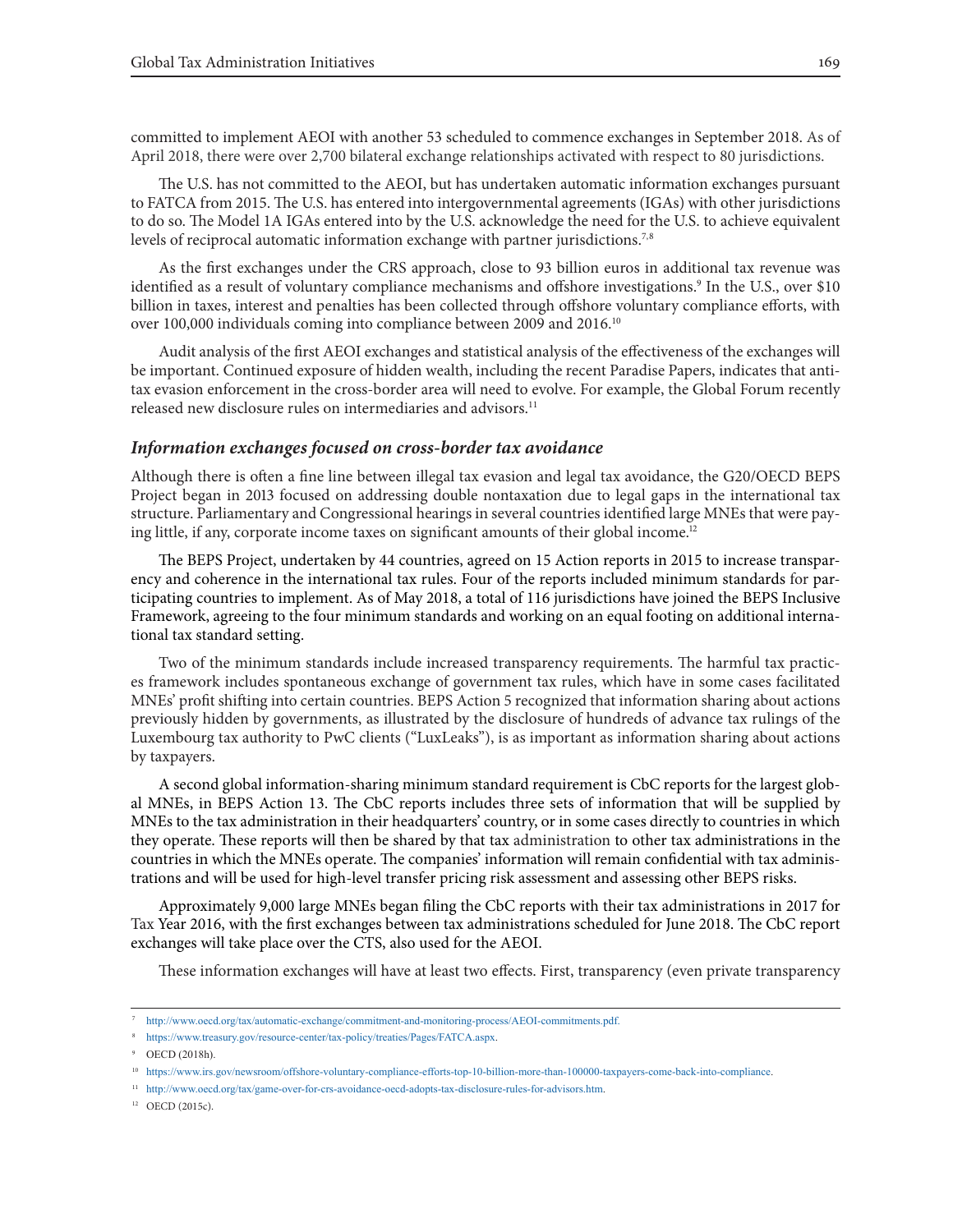committed to implement AEOI with another 53 scheduled to commence exchanges in September 2018. As of April 2018, there were over 2,700 bilateral exchange relationships activated with respect to 80 jurisdictions.

The U.S. has not committed to the AEOI, but has undertaken automatic information exchanges pursuant to FATCA from 2015. The U.S. has entered into intergovernmental agreements (IGAs) with other jurisdictions to do so. The Model 1A IGAs entered into by the U.S. acknowledge the need for the U.S. to achieve equivalent levels of reciprocal automatic information exchange with partner jurisdictions.[7,8]

As the first exchanges under the CRS approach, close to 93 billion euros in additional tax revenue was identified as a result of voluntary compliance mechanisms and offshore investigations.[9] In the U.S., over $10 billion in taxes, interest and penalties has been collected through offshore voluntary compliance efforts, with over 100,000 individuals coming into compliance between 2009 and 2016.[10]

Audit analysis of the first AEOI exchanges and statistical analysis of the effectiveness of the exchanges will be important. Continued exposure of hidden wealth, including the recent Paradise Papers, indicates that anti-tax evasion enforcement in the cross-border area will need to evolve. For example, the Global Forum recently released new disclosure rules on intermediaries and advisors.[11]

### *Information exchanges focused on cross-border tax avoidance*

Although there is often a fine line between illegal tax evasion and legal tax avoidance, the G20/OECD BEPS Project began in 2013 focused on addressing double nontaxation due to legal gaps in the international tax structure. Parliamentary and Congressional hearings in several countries identified large MNEs that were paying little, if any, corporate income taxes on significant amounts of their global income.[12]

The BEPS Project, undertaken by 44 countries, agreed on 15 Action reports in 2015 to increase transparency and coherence in the international tax rules. Four of the reports included minimum standards for participating countries to implement. As of May 2018, a total of 116 jurisdictions have joined the BEPS Inclusive Framework, agreeing to the four minimum standards and working on an equal footing on additional international tax standard setting.

Two of the minimum standards include increased transparency requirements. The harmful tax practices framework includes spontaneous exchange of government tax rules, which have in some cases facilitated MNEs' profit shifting into certain countries. BEPS Action 5 recognized that information sharing about actions previously hidden by governments, as illustrated by the disclosure of hundreds of advance tax rulings of the Luxembourg tax authority to PwC clients ("LuxLeaks"), is as important as information sharing about actions by taxpayers.

A second global information-sharing minimum standard requirement is CbC reports for the largest global MNEs, in BEPS Action 13. The CbC reports includes three sets of information that will be supplied by MNEs to the tax administration in their headquarters' country, or in some cases directly to countries in which they operate. These reports will then be shared by that tax administration to other tax administrations in the countries in which the MNEs operate. The companies' information will remain confidential with tax administrations and will be used for high-level transfer pricing risk assessment and assessing other BEPS risks.

Approximately 9,000 large MNEs began filing the CbC reports with their tax administrations in 2017 for Tax Year 2016, with the first exchanges between tax administrations scheduled for June 2018. The CbC report exchanges will take place over the CTS, also used for the AEOI.

These information exchanges will have at least two effects. First, transparency (even private transparency

---

[7] http://www.oecd.org/tax/automatic-exchange/commitment-and-monitoring-process/AEOI-commitments.pdf.

[8] https://www.treasury.gov/resource-center/tax-policy/treaties/Pages/FATCA.aspx.

[9] OECD (2018h).

[10] https://www.irs.gov/newsroom/offshore-voluntary-compliance-efforts-top-10-billion-more-than-100000-taxpayers-come-back-into-compliance.

[11] http://www.oecd.org/tax/game-over-for-crs-avoidance-oecd-adopts-tax-disclosure-rules-for-advisors.htm.

[12] OECD (2015c).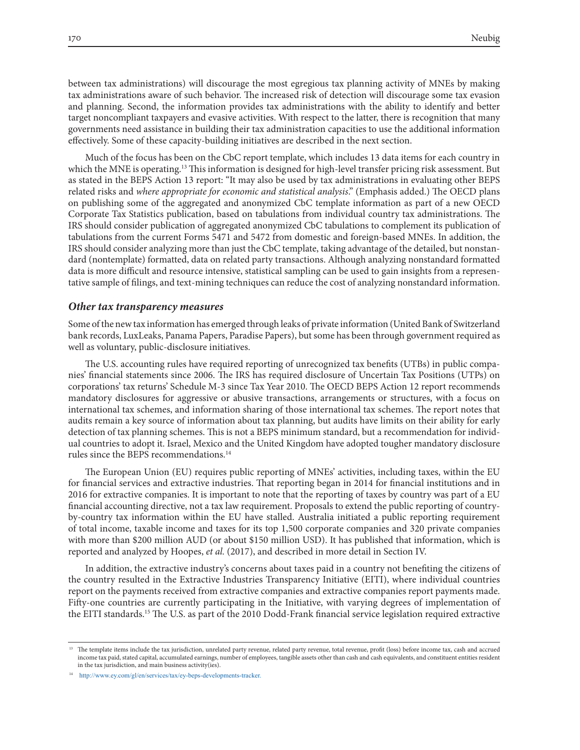between tax administrations) will discourage the most egregious tax planning activity of MNEs by making tax administrations aware of such behavior. The increased risk of detection will discourage some tax evasion and planning. Second, the information provides tax administrations with the ability to identify and better target noncompliant taxpayers and evasive activities. With respect to the latter, there is recognition that many governments need assistance in building their tax administration capacities to use the additional information effectively. Some of these capacity-building initiatives are described in the next section.

Much of the focus has been on the CbC report template, which includes 13 data items for each country in which the MNE is operating.[13] This information is designed for high-level transfer pricing risk assessment. But as stated in the BEPS Action 13 report: "It may also be used by tax administrations in evaluating other BEPS related risks and *where appropriate for economic and statistical analysis*." (Emphasis added.) The OECD plans on publishing some of the aggregated and anonymized CbC template information as part of a new OECD Corporate Tax Statistics publication, based on tabulations from individual country tax administrations. The IRS should consider publication of aggregated anonymized CbC tabulations to complement its publication of tabulations from the current Forms 5471 and 5472 from domestic and foreign-based MNEs. In addition, the IRS should consider analyzing more than just the CbC template, taking advantage of the detailed, but nonstandard (nontemplate) formatted, data on related party transactions. Although analyzing nonstandard formatted data is more difficult and resource intensive, statistical sampling can be used to gain insights from a representative sample of filings, and text-mining techniques can reduce the cost of analyzing nonstandard information.

### *Other tax transparency measures*

Some of the new tax information has emerged through leaks of private information (United Bank of Switzerland bank records, LuxLeaks, Panama Papers, Paradise Papers), but some has been through government required as well as voluntary, public-disclosure initiatives.

The U.S. accounting rules have required reporting of unrecognized tax benefits (UTBs) in public companies' financial statements since 2006. The IRS has required disclosure of Uncertain Tax Positions (UTPs) on corporations' tax returns' Schedule M-3 since Tax Year 2010. The OECD BEPS Action 12 report recommends mandatory disclosures for aggressive or abusive transactions, arrangements or structures, with a focus on international tax schemes, and information sharing of those international tax schemes. The report notes that audits remain a key source of information about tax planning, but audits have limits on their ability for early detection of tax planning schemes. This is not a BEPS minimum standard, but a recommendation for individual countries to adopt it. Israel, Mexico and the United Kingdom have adopted tougher mandatory disclosure rules since the BEPS recommendations.[14]

The European Union (EU) requires public reporting of MNEs' activities, including taxes, within the EU for financial services and extractive industries. That reporting began in 2014 for financial institutions and in 2016 for extractive companies. It is important to note that the reporting of taxes by country was part of a EU financial accounting directive, not a tax law requirement. Proposals to extend the public reporting of country-by-country tax information within the EU have stalled. Australia initiated a public reporting requirement of total income, taxable income and taxes for its top 1,500 corporate companies and 320 private companies with more than $200 million AUD (or about $150 million USD). It has published that information, which is reported and analyzed by Hoopes, *et al.* (2017), and described in more detail in Section IV.

In addition, the extractive industry's concerns about taxes paid in a country not benefiting the citizens of the country resulted in the Extractive Industries Transparency Initiative (EITI), where individual countries report on the payments received from extractive companies and extractive companies report payments made. Fifty-one countries are currently participating in the Initiative, with varying degrees of implementation of the EITI standards.[15] The U.S. as part of the 2010 Dodd-Frank financial service legislation required extractive

---

[13] The template items include the tax jurisdiction, unrelated party revenue, related party revenue, total revenue, profit (loss) before income tax, cash and accrued income tax paid, stated capital, accumulated earnings, number of employees, tangible assets other than cash and cash equivalents, and constituent entities resident in the tax jurisdiction, and main business activity(ies).

[14] http://www.ey.com/gl/en/services/tax/ey-beps-developments-tracker.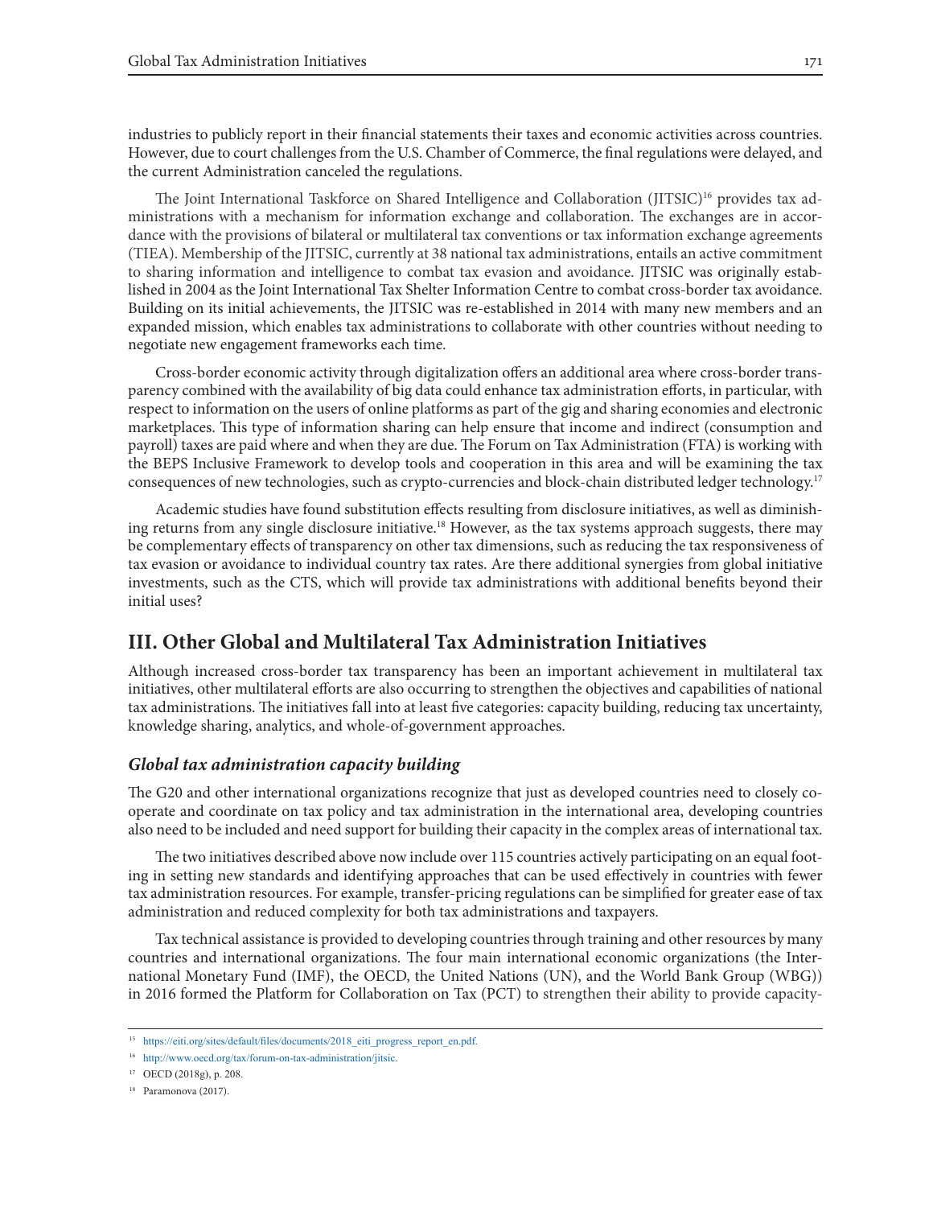industries to publicly report in their financial statements their taxes and economic activities across countries. However, due to court challenges from the U.S. Chamber of Commerce, the final regulations were delayed, and the current Administration canceled the regulations.

The Joint International Taskforce on Shared Intelligence and Collaboration (JITSIC)[16] provides tax administrations with a mechanism for information exchange and collaboration. The exchanges are in accordance with the provisions of bilateral or multilateral tax conventions or tax information exchange agreements (TIEA). Membership of the JITSIC, currently at 38 national tax administrations, entails an active commitment to sharing information and intelligence to combat tax evasion and avoidance. JITSIC was originally established in 2004 as the Joint International Tax Shelter Information Centre to combat cross-border tax avoidance. Building on its initial achievements, the JITSIC was re-established in 2014 with many new members and an expanded mission, which enables tax administrations to collaborate with other countries without needing to negotiate new engagement frameworks each time.

Cross-border economic activity through digitalization offers an additional area where cross-border transparency combined with the availability of big data could enhance tax administration efforts, in particular, with respect to information on the users of online platforms as part of the gig and sharing economies and electronic marketplaces. This type of information sharing can help ensure that income and indirect (consumption and payroll) taxes are paid where and when they are due. The Forum on Tax Administration (FTA) is working with the BEPS Inclusive Framework to develop tools and cooperation in this area and will be examining the tax consequences of new technologies, such as crypto-currencies and block-chain distributed ledger technology.[17]

Academic studies have found substitution effects resulting from disclosure initiatives, as well as diminishing returns from any single disclosure initiative.[18] However, as the tax systems approach suggests, there may be complementary effects of transparency on other tax dimensions, such as reducing the tax responsiveness of tax evasion or avoidance to individual country tax rates. Are there additional synergies from global initiative investments, such as the CTS, which will provide tax administrations with additional benefits beyond their initial uses?

## III. Other Global and Multilateral Tax Administration Initiatives

Although increased cross-border tax transparency has been an important achievement in multilateral tax initiatives, other multilateral efforts are also occurring to strengthen the objectives and capabilities of national tax administrations. The initiatives fall into at least five categories: capacity building, reducing tax uncertainty, knowledge sharing, analytics, and whole-of-government approaches.

### *Global tax administration capacity building*

The G20 and other international organizations recognize that just as developed countries need to closely cooperate and coordinate on tax policy and tax administration in the international area, developing countries also need to be included and need support for building their capacity in the complex areas of international tax.

The two initiatives described above now include over 115 countries actively participating on an equal footing in setting new standards and identifying approaches that can be used effectively in countries with fewer tax administration resources. For example, transfer-pricing regulations can be simplified for greater ease of tax administration and reduced complexity for both tax administrations and taxpayers.

Tax technical assistance is provided to developing countries through training and other resources by many countries and international organizations. The four main international economic organizations (the International Monetary Fund (IMF), the OECD, the United Nations (UN), and the World Bank Group (WBG)) in 2016 formed the Platform for Collaboration on Tax (PCT) to strengthen their ability to provide capacity-

---

[15] https://eiti.org/sites/default/files/documents/2018_eiti_progress_report_en.pdf.

[16] http://www.oecd.org/tax/forum-on-tax-administration/jitsic.

[17] OECD (2018g), p. 208.

[18] Paramonova (2017).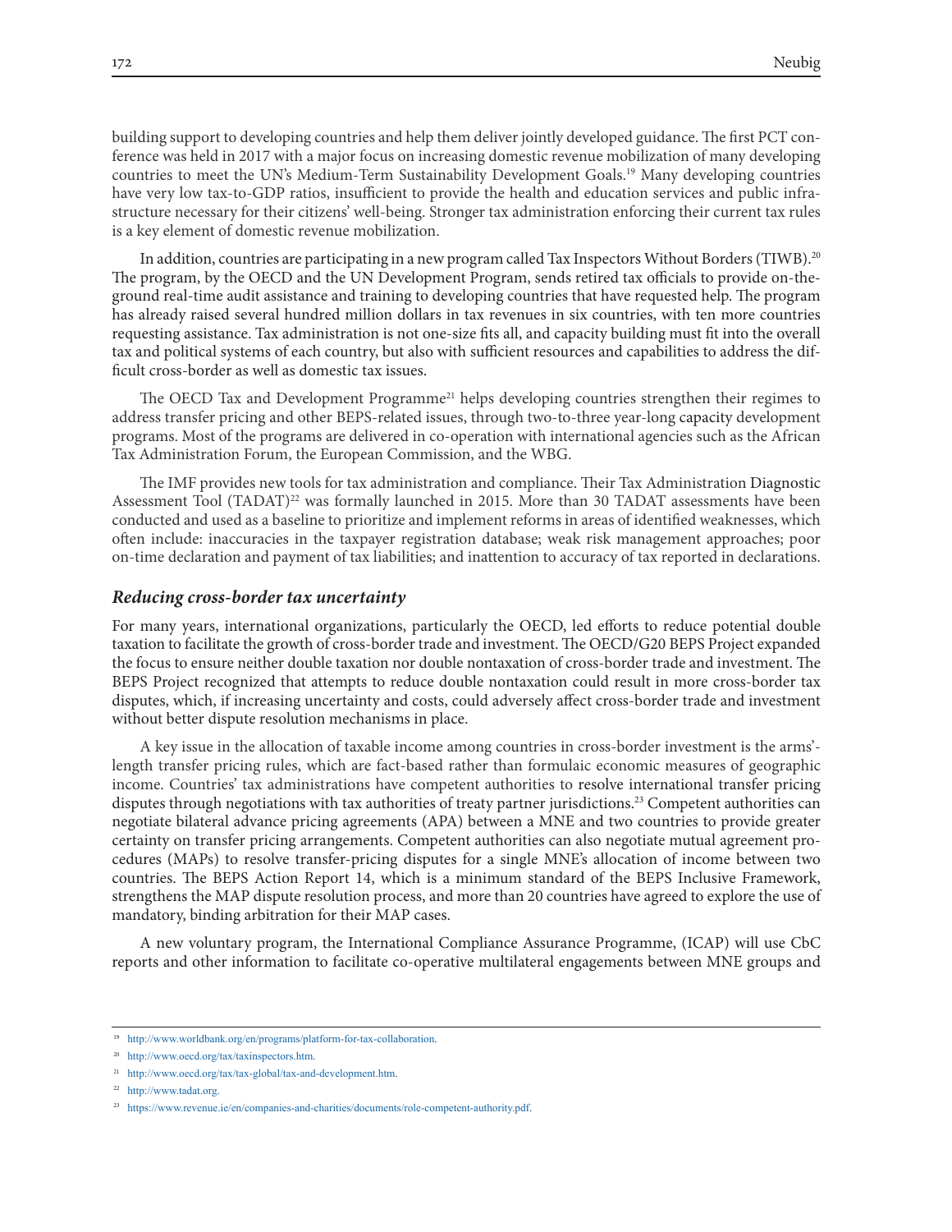building support to developing countries and help them deliver jointly developed guidance. The first PCT conference was held in 2017 with a major focus on increasing domestic revenue mobilization of many developing countries to meet the UN's Medium-Term Sustainability Development Goals.[19] Many developing countries have very low tax-to-GDP ratios, insufficient to provide the health and education services and public infrastructure necessary for their citizens' well-being. Stronger tax administration enforcing their current tax rules is a key element of domestic revenue mobilization.

In addition, countries are participating in a new program called Tax Inspectors Without Borders (TIWB).[20] The program, by the OECD and the UN Development Program, sends retired tax officials to provide on-the-ground real-time audit assistance and training to developing countries that have requested help. The program has already raised several hundred million dollars in tax revenues in six countries, with ten more countries requesting assistance. Tax administration is not one-size fits all, and capacity building must fit into the overall tax and political systems of each country, but also with sufficient resources and capabilities to address the difficult cross-border as well as domestic tax issues.

The OECD Tax and Development Programme[21] helps developing countries strengthen their regimes to address transfer pricing and other BEPS-related issues, through two-to-three year-long capacity development programs. Most of the programs are delivered in co-operation with international agencies such as the African Tax Administration Forum, the European Commission, and the WBG.

The IMF provides new tools for tax administration and compliance. Their Tax Administration Diagnostic Assessment Tool (TADAT)[22] was formally launched in 2015. More than 30 TADAT assessments have been conducted and used as a baseline to prioritize and implement reforms in areas of identified weaknesses, which often include: inaccuracies in the taxpayer registration database; weak risk management approaches; poor on-time declaration and payment of tax liabilities; and inattention to accuracy of tax reported in declarations.

### *Reducing cross-border tax uncertainty*

For many years, international organizations, particularly the OECD, led efforts to reduce potential double taxation to facilitate the growth of cross-border trade and investment. The OECD/G20 BEPS Project expanded the focus to ensure neither double taxation nor double nontaxation of cross-border trade and investment. The BEPS Project recognized that attempts to reduce double nontaxation could result in more cross-border tax disputes, which, if increasing uncertainty and costs, could adversely affect cross-border trade and investment without better dispute resolution mechanisms in place.

A key issue in the allocation of taxable income among countries in cross-border investment is the arms'-length transfer pricing rules, which are fact-based rather than formulaic economic measures of geographic income. Countries' tax administrations have competent authorities to resolve international transfer pricing disputes through negotiations with tax authorities of treaty partner jurisdictions.[23] Competent authorities can negotiate bilateral advance pricing agreements (APA) between a MNE and two countries to provide greater certainty on transfer pricing arrangements. Competent authorities can also negotiate mutual agreement procedures (MAPs) to resolve transfer-pricing disputes for a single MNE's allocation of income between two countries. The BEPS Action Report 14, which is a minimum standard of the BEPS Inclusive Framework, strengthens the MAP dispute resolution process, and more than 20 countries have agreed to explore the use of mandatory, binding arbitration for their MAP cases.

A new voluntary program, the International Compliance Assurance Programme, (ICAP) will use CbC reports and other information to facilitate co-operative multilateral engagements between MNE groups and

---

[19] http://www.worldbank.org/en/programs/platform-for-tax-collaboration.

[20] http://www.oecd.org/tax/taxinspectors.htm.

[21] http://www.oecd.org/tax/tax-global/tax-and-development.htm.

[22] http://www.tadat.org.

[23] https://www.revenue.ie/en/companies-and-charities/documents/role-competent-authority.pdf.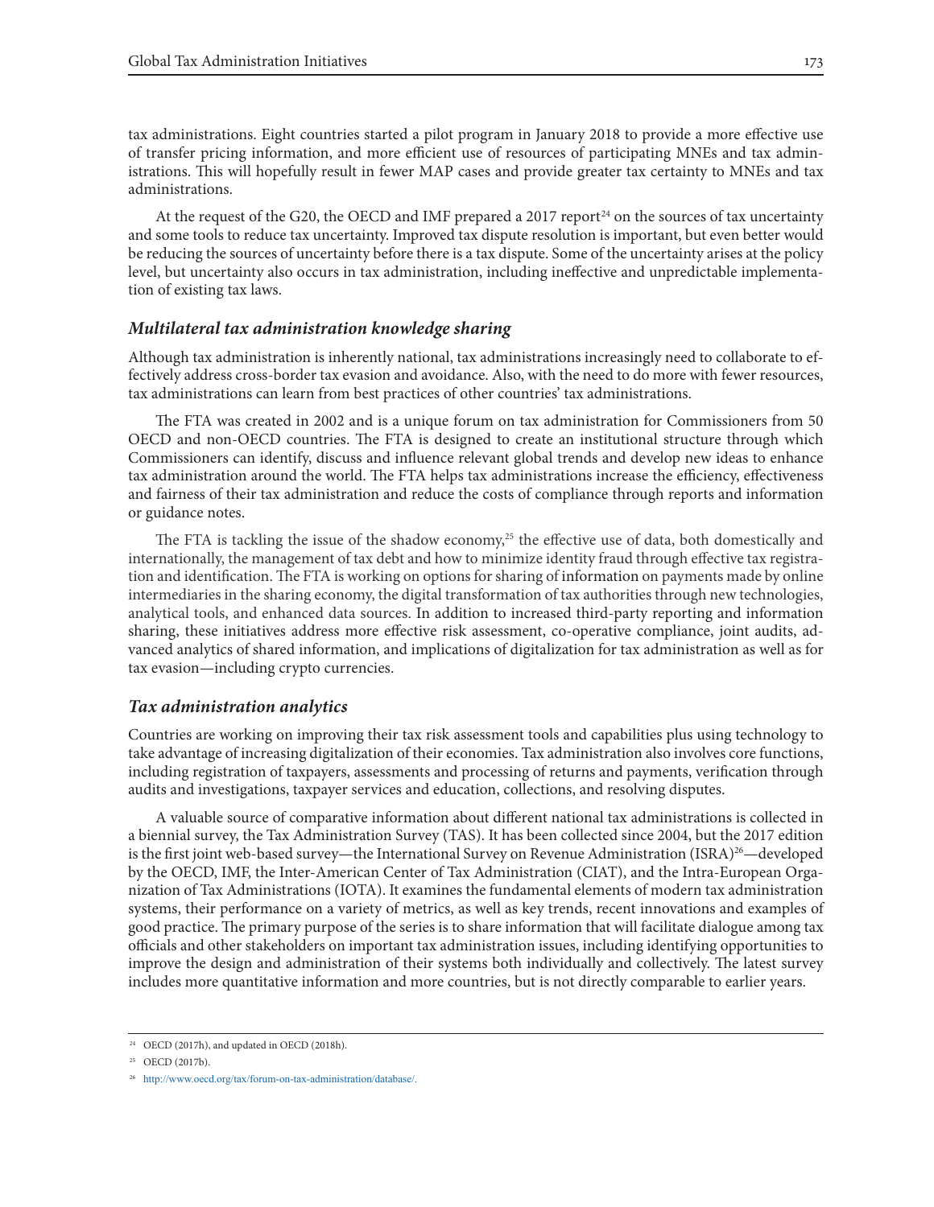tax administrations. Eight countries started a pilot program in January 2018 to provide a more effective use of transfer pricing information, and more efficient use of resources of participating MNEs and tax administrations. This will hopefully result in fewer MAP cases and provide greater tax certainty to MNEs and tax administrations.

At the request of the G20, the OECD and IMF prepared a 2017 report[24] on the sources of tax uncertainty and some tools to reduce tax uncertainty. Improved tax dispute resolution is important, but even better would be reducing the sources of uncertainty before there is a tax dispute. Some of the uncertainty arises at the policy level, but uncertainty also occurs in tax administration, including ineffective and unpredictable implementation of existing tax laws.

### *Multilateral tax administration knowledge sharing*

Although tax administration is inherently national, tax administrations increasingly need to collaborate to effectively address cross-border tax evasion and avoidance. Also, with the need to do more with fewer resources, tax administrations can learn from best practices of other countries' tax administrations.

The FTA was created in 2002 and is a unique forum on tax administration for Commissioners from 50 OECD and non-OECD countries. The FTA is designed to create an institutional structure through which Commissioners can identify, discuss and influence relevant global trends and develop new ideas to enhance tax administration around the world. The FTA helps tax administrations increase the efficiency, effectiveness and fairness of their tax administration and reduce the costs of compliance through reports and information or guidance notes.

The FTA is tackling the issue of the shadow economy,[25] the effective use of data, both domestically and internationally, the management of tax debt and how to minimize identity fraud through effective tax registration and identification. The FTA is working on options for sharing of information on payments made by online intermediaries in the sharing economy, the digital transformation of tax authorities through new technologies, analytical tools, and enhanced data sources. In addition to increased third-party reporting and information sharing, these initiatives address more effective risk assessment, co-operative compliance, joint audits, advanced analytics of shared information, and implications of digitalization for tax administration as well as for tax evasion—including crypto currencies.

### *Tax administration analytics*

Countries are working on improving their tax risk assessment tools and capabilities plus using technology to take advantage of increasing digitalization of their economies. Tax administration also involves core functions, including registration of taxpayers, assessments and processing of returns and payments, verification through audits and investigations, taxpayer services and education, collections, and resolving disputes.

A valuable source of comparative information about different national tax administrations is collected in a biennial survey, the Tax Administration Survey (TAS). It has been collected since 2004, but the 2017 edition is the first joint web-based survey—the International Survey on Revenue Administration (ISRA)[26]—developed by the OECD, IMF, the Inter-American Center of Tax Administration (CIAT), and the Intra-European Organization of Tax Administrations (IOTA). It examines the fundamental elements of modern tax administration systems, their performance on a variety of metrics, as well as key trends, recent innovations and examples of good practice. The primary purpose of the series is to share information that will facilitate dialogue among tax officials and other stakeholders on important tax administration issues, including identifying opportunities to improve the design and administration of their systems both individually and collectively. The latest survey includes more quantitative information and more countries, but is not directly comparable to earlier years.

---

[24] OECD (2017h), and updated in OECD (2018h).

[25] OECD (2017b).

[26] http://www.oecd.org/tax/forum-on-tax-administration/database/.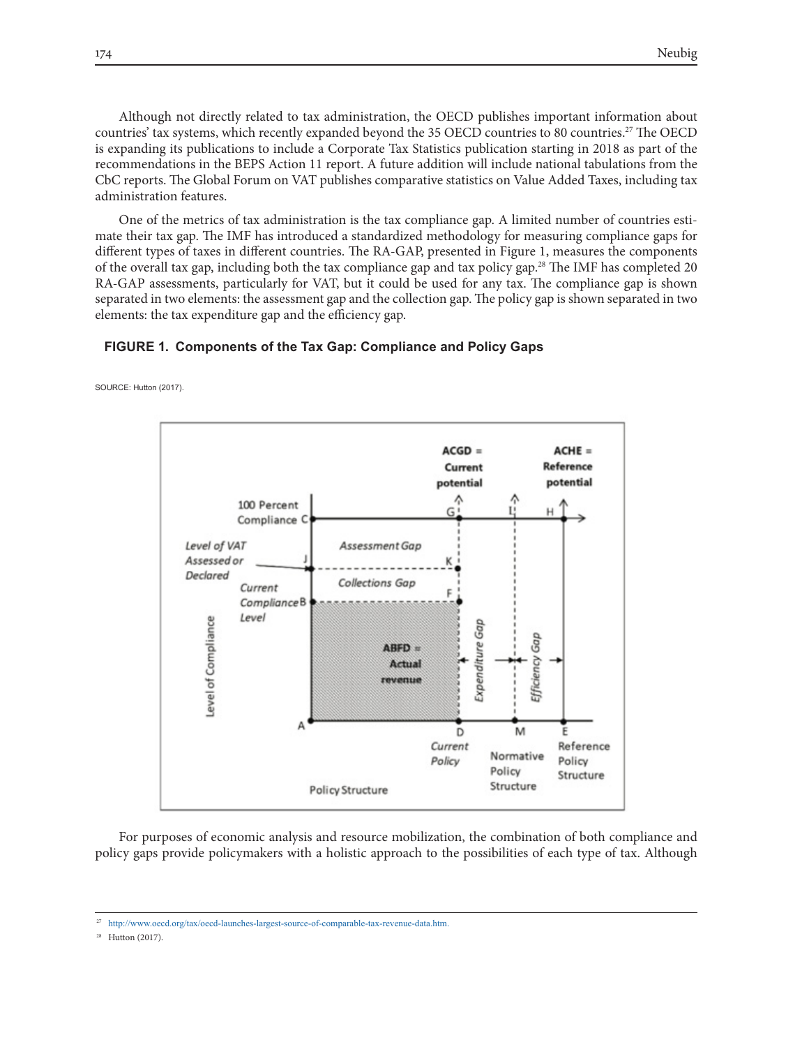Although not directly related to tax administration, the OECD publishes important information about countries' tax systems, which recently expanded beyond the 35 OECD countries to 80 countries.[27] The OECD is expanding its publications to include a Corporate Tax Statistics publication starting in 2018 as part of the recommendations in the BEPS Action 11 report. A future addition will include national tabulations from the CbC reports. The Global Forum on VAT publishes comparative statistics on Value Added Taxes, including tax administration features.

One of the metrics of tax administration is the tax compliance gap. A limited number of countries estimate their tax gap. The IMF has introduced a standardized methodology for measuring compliance gaps for different types of taxes in different countries. The RA-GAP, presented in Figure 1, measures the components of the overall tax gap, including both the tax compliance gap and tax policy gap.[28] The IMF has completed 20 RA-GAP assessments, particularly for VAT, but it could be used for any tax. The compliance gap is shown separated in two elements: the assessment gap and the collection gap. The policy gap is shown separated in two elements: the tax expenditure gap and the efficiency gap.

**FIGURE 1. Components of the Tax Gap: Compliance and Policy Gaps**

SOURCE: Hutton (2017).

For purposes of economic analysis and resource mobilization, the combination of both compliance and policy gaps provide policymakers with a holistic approach to the possibilities of each type of tax. Although

---

[27] http://www.oecd.org/tax/oecd-launches-largest-source-of-comparable-tax-revenue-data.htm.

[28] Hutton (2017).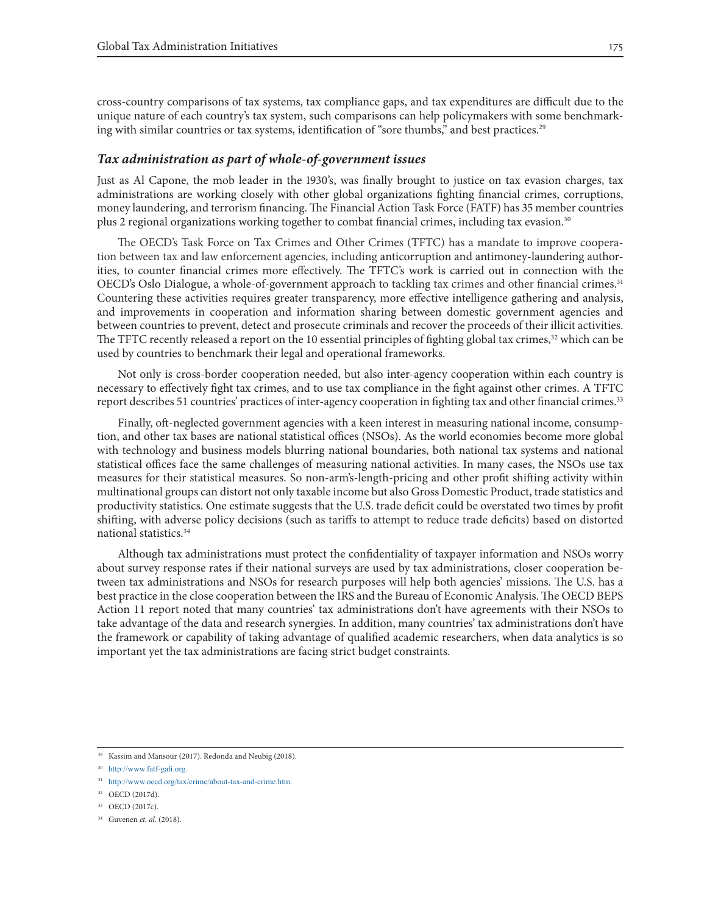cross-country comparisons of tax systems, tax compliance gaps, and tax expenditures are difficult due to the unique nature of each country's tax system, such comparisons can help policymakers with some benchmarking with similar countries or tax systems, identification of "sore thumbs," and best practices.[29]

### *Tax administration as part of whole-of-government issues*

Just as Al Capone, the mob leader in the 1930's, was finally brought to justice on tax evasion charges, tax administrations are working closely with other global organizations fighting financial crimes, corruptions, money laundering, and terrorism financing. The Financial Action Task Force (FATF) has 35 member countries plus 2 regional organizations working together to combat financial crimes, including tax evasion.[30]

The OECD's Task Force on Tax Crimes and Other Crimes (TFTC) has a mandate to improve cooperation between tax and law enforcement agencies, including anticorruption and antimoney-laundering authorities, to counter financial crimes more effectively. The TFTC's work is carried out in connection with the OECD's Oslo Dialogue, a whole-of-government approach to tackling tax crimes and other financial crimes.[31] Countering these activities requires greater transparency, more effective intelligence gathering and analysis, and improvements in cooperation and information sharing between domestic government agencies and between countries to prevent, detect and prosecute criminals and recover the proceeds of their illicit activities. The TFTC recently released a report on the 10 essential principles of fighting global tax crimes,[32] which can be used by countries to benchmark their legal and operational frameworks.

Not only is cross-border cooperation needed, but also inter-agency cooperation within each country is necessary to effectively fight tax crimes, and to use tax compliance in the fight against other crimes. A TFTC report describes 51 countries' practices of inter-agency cooperation in fighting tax and other financial crimes.[33]

Finally, oft-neglected government agencies with a keen interest in measuring national income, consumption, and other tax bases are national statistical offices (NSOs). As the world economies become more global with technology and business models blurring national boundaries, both national tax systems and national statistical offices face the same challenges of measuring national activities. In many cases, the NSOs use tax measures for their statistical measures. So non-arm's-length-pricing and other profit shifting activity within multinational groups can distort not only taxable income but also Gross Domestic Product, trade statistics and productivity statistics. One estimate suggests that the U.S. trade deficit could be overstated two times by profit shifting, with adverse policy decisions (such as tariffs to attempt to reduce trade deficits) based on distorted national statistics.[34]

Although tax administrations must protect the confidentiality of taxpayer information and NSOs worry about survey response rates if their national surveys are used by tax administrations, closer cooperation between tax administrations and NSOs for research purposes will help both agencies' missions. The U.S. has a best practice in the close cooperation between the IRS and the Bureau of Economic Analysis. The OECD BEPS Action 11 report noted that many countries' tax administrations don't have agreements with their NSOs to take advantage of the data and research synergies. In addition, many countries' tax administrations don't have the framework or capability of taking advantage of qualified academic researchers, when data analytics is so important yet the tax administrations are facing strict budget constraints.

---

[29] Kassim and Mansour (2017). Redonda and Neubig (2018).

[30] http://www.fatf-gafi.org.

[31] http://www.oecd.org/tax/crime/about-tax-and-crime.htm.

[32] OECD (2017d).

[33] OECD (2017c).

[34] Guvenen *et. al.* (2018).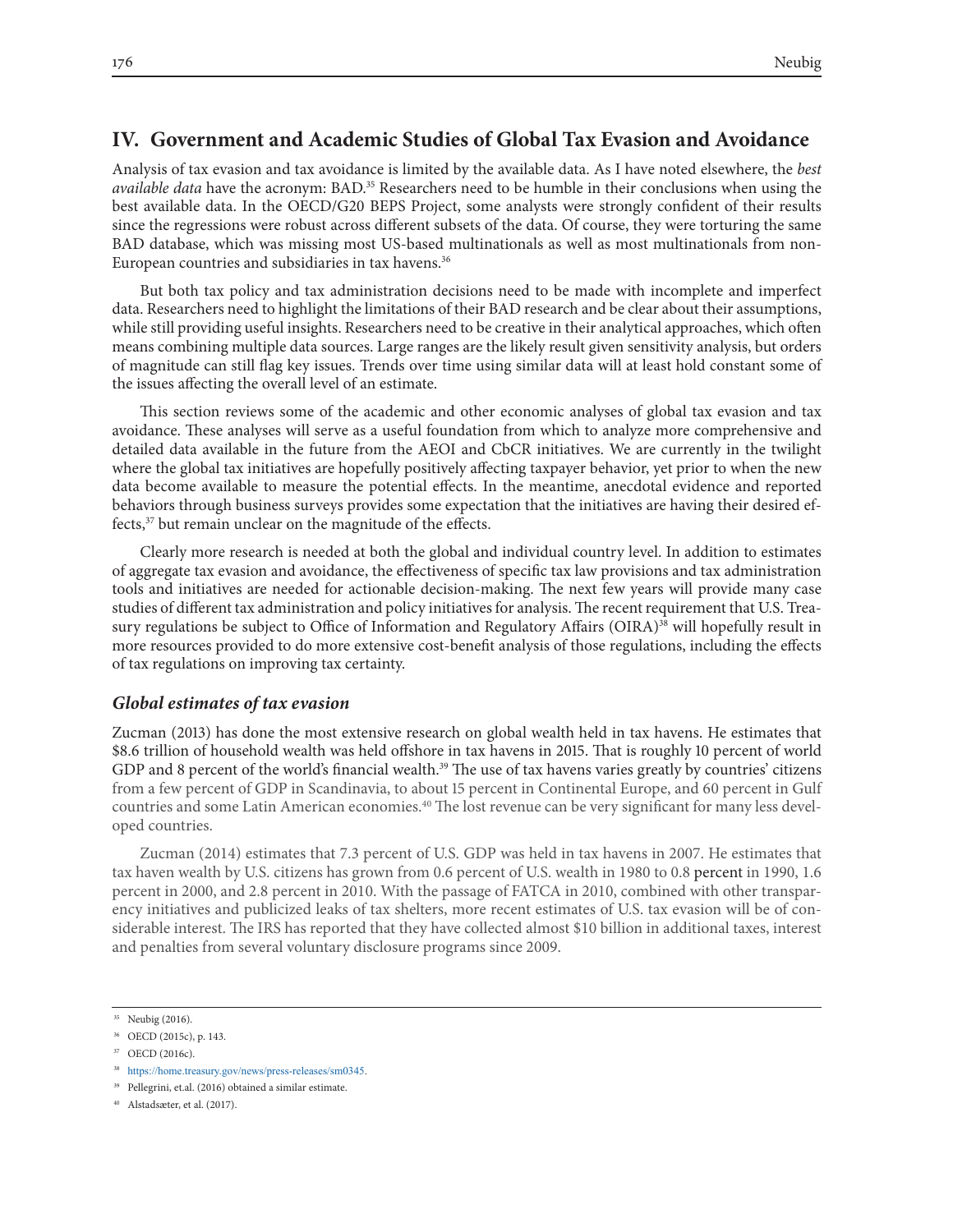## IV. Government and Academic Studies of Global Tax Evasion and Avoidance

Analysis of tax evasion and tax avoidance is limited by the available data. As I have noted elsewhere, the *best available data* have the acronym: BAD.[35] Researchers need to be humble in their conclusions when using the best available data. In the OECD/G20 BEPS Project, some analysts were strongly confident of their results since the regressions were robust across different subsets of the data. Of course, they were torturing the same BAD database, which was missing most US-based multinationals as well as most multinationals from non-European countries and subsidiaries in tax havens.[36]

But both tax policy and tax administration decisions need to be made with incomplete and imperfect data. Researchers need to highlight the limitations of their BAD research and be clear about their assumptions, while still providing useful insights. Researchers need to be creative in their analytical approaches, which often means combining multiple data sources. Large ranges are the likely result given sensitivity analysis, but orders of magnitude can still flag key issues. Trends over time using similar data will at least hold constant some of the issues affecting the overall level of an estimate.

This section reviews some of the academic and other economic analyses of global tax evasion and tax avoidance. These analyses will serve as a useful foundation from which to analyze more comprehensive and detailed data available in the future from the AEOI and CbCR initiatives. We are currently in the twilight where the global tax initiatives are hopefully positively affecting taxpayer behavior, yet prior to when the new data become available to measure the potential effects. In the meantime, anecdotal evidence and reported behaviors through business surveys provides some expectation that the initiatives are having their desired effects,[37] but remain unclear on the magnitude of the effects.

Clearly more research is needed at both the global and individual country level. In addition to estimates of aggregate tax evasion and avoidance, the effectiveness of specific tax law provisions and tax administration tools and initiatives are needed for actionable decision-making. The next few years will provide many case studies of different tax administration and policy initiatives for analysis. The recent requirement that U.S. Treasury regulations be subject to Office of Information and Regulatory Affairs (OIRA)[38] will hopefully result in more resources provided to do more extensive cost-benefit analysis of those regulations, including the effects of tax regulations on improving tax certainty.

### *Global estimates of tax evasion*

Zucman (2013) has done the most extensive research on global wealth held in tax havens. He estimates that \$8.6 trillion of household wealth was held offshore in tax havens in 2015. That is roughly 10 percent of world GDP and 8 percent of the world's financial wealth.[39] The use of tax havens varies greatly by countries' citizens from a few percent of GDP in Scandinavia, to about 15 percent in Continental Europe, and 60 percent in Gulf countries and some Latin American economies.[40] The lost revenue can be very significant for many less developed countries.

Zucman (2014) estimates that 7.3 percent of U.S. GDP was held in tax havens in 2007. He estimates that tax haven wealth by U.S. citizens has grown from 0.6 percent of U.S. wealth in 1980 to 0.8 percent in 1990, 1.6 percent in 2000, and 2.8 percent in 2010. With the passage of FATCA in 2010, combined with other transparency initiatives and publicized leaks of tax shelters, more recent estimates of U.S. tax evasion will be of considerable interest. The IRS has reported that they have collected almost \$10 billion in additional taxes, interest and penalties from several voluntary disclosure programs since 2009.

---

[35] Neubig (2016).

[36] OECD (2015c), p. 143.

[37] OECD (2016c).

[38] https://home.treasury.gov/news/press-releases/sm0345.

[39] Pellegrini, et.al. (2016) obtained a similar estimate.

[40] Alstadsæter, et al. (2017).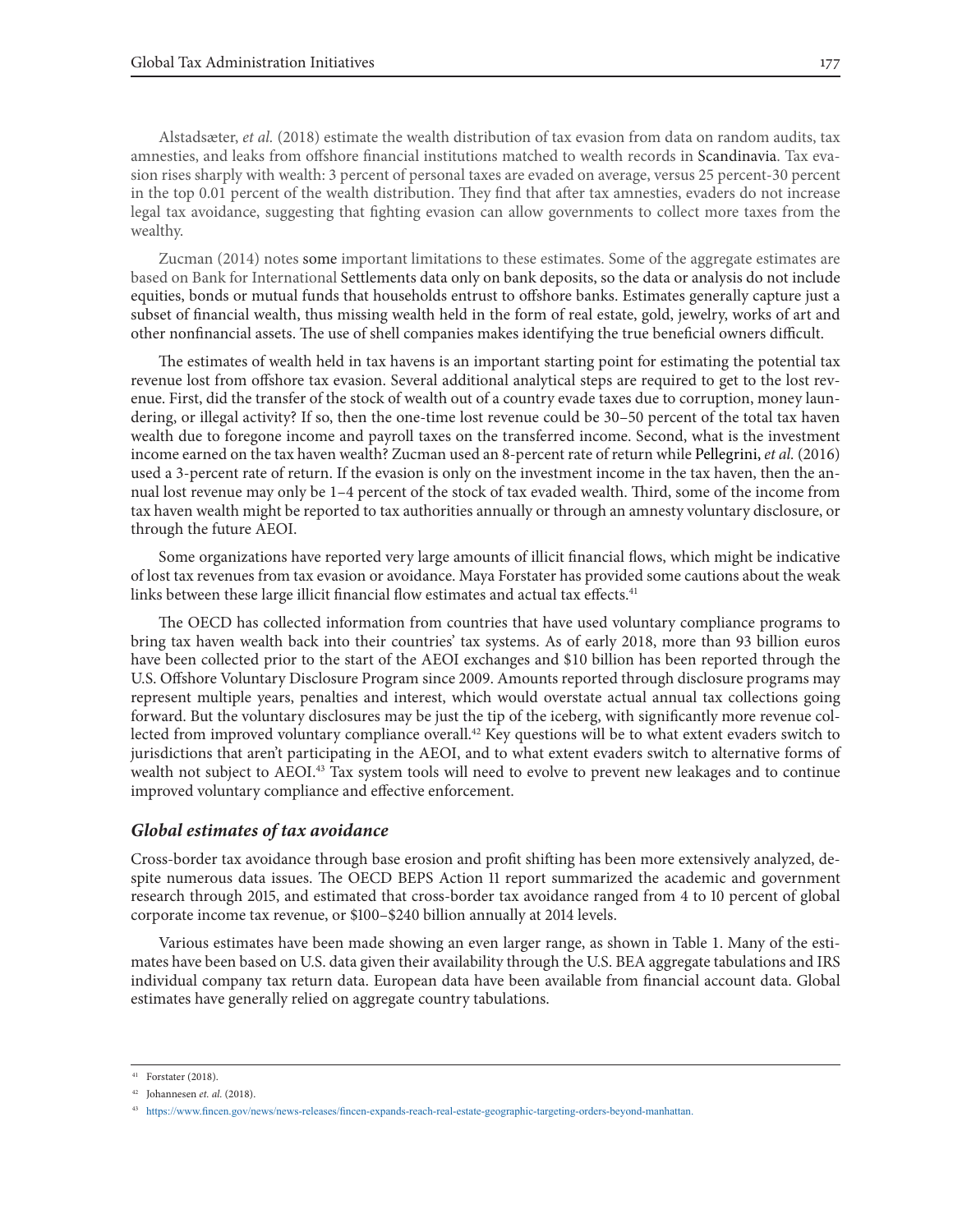Alstadsæter, *et al.* (2018) estimate the wealth distribution of tax evasion from data on random audits, tax amnesties, and leaks from offshore financial institutions matched to wealth records in Scandinavia. Tax evasion rises sharply with wealth: 3 percent of personal taxes are evaded on average, versus 25 percent-30 percent in the top 0.01 percent of the wealth distribution. They find that after tax amnesties, evaders do not increase legal tax avoidance, suggesting that fighting evasion can allow governments to collect more taxes from the wealthy.

Zucman (2014) notes some important limitations to these estimates. Some of the aggregate estimates are based on Bank for International Settlements data only on bank deposits, so the data or analysis do not include equities, bonds or mutual funds that households entrust to offshore banks. Estimates generally capture just a subset of financial wealth, thus missing wealth held in the form of real estate, gold, jewelry, works of art and other nonfinancial assets. The use of shell companies makes identifying the true beneficial owners difficult.

The estimates of wealth held in tax havens is an important starting point for estimating the potential tax revenue lost from offshore tax evasion. Several additional analytical steps are required to get to the lost revenue. First, did the transfer of the stock of wealth out of a country evade taxes due to corruption, money laundering, or illegal activity? If so, then the one-time lost revenue could be 30–50 percent of the total tax haven wealth due to foregone income and payroll taxes on the transferred income. Second, what is the investment income earned on the tax haven wealth? Zucman used an 8-percent rate of return while Pellegrini, *et al.* (2016) used a 3-percent rate of return. If the evasion is only on the investment income in the tax haven, then the annual lost revenue may only be 1–4 percent of the stock of tax evaded wealth. Third, some of the income from tax haven wealth might be reported to tax authorities annually or through an amnesty voluntary disclosure, or through the future AEOI.

Some organizations have reported very large amounts of illicit financial flows, which might be indicative of lost tax revenues from tax evasion or avoidance. Maya Forstater has provided some cautions about the weak links between these large illicit financial flow estimates and actual tax effects.[41]

The OECD has collected information from countries that have used voluntary compliance programs to bring tax haven wealth back into their countries' tax systems. As of early 2018, more than 93 billion euros have been collected prior to the start of the AEOI exchanges and $10 billion has been reported through the U.S. Offshore Voluntary Disclosure Program since 2009. Amounts reported through disclosure programs may represent multiple years, penalties and interest, which would overstate actual annual tax collections going forward. But the voluntary disclosures may be just the tip of the iceberg, with significantly more revenue collected from improved voluntary compliance overall.[42] Key questions will be to what extent evaders switch to jurisdictions that aren't participating in the AEOI, and to what extent evaders switch to alternative forms of wealth not subject to AEOI.[43] Tax system tools will need to evolve to prevent new leakages and to continue improved voluntary compliance and effective enforcement.

### *Global estimates of tax avoidance*

Cross-border tax avoidance through base erosion and profit shifting has been more extensively analyzed, despite numerous data issues. The OECD BEPS Action 11 report summarized the academic and government research through 2015, and estimated that cross-border tax avoidance ranged from 4 to 10 percent of global corporate income tax revenue, or $100–$240 billion annually at 2014 levels.

Various estimates have been made showing an even larger range, as shown in Table 1. Many of the estimates have been based on U.S. data given their availability through the U.S. BEA aggregate tabulations and IRS individual company tax return data. European data have been available from financial account data. Global estimates have generally relied on aggregate country tabulations.

---

[41] Forstater (2018).

[42] Johannesen *et. al.* (2018).

[43] https://www.fincen.gov/news/news-releases/fincen-expands-reach-real-estate-geographic-targeting-orders-beyond-manhattan.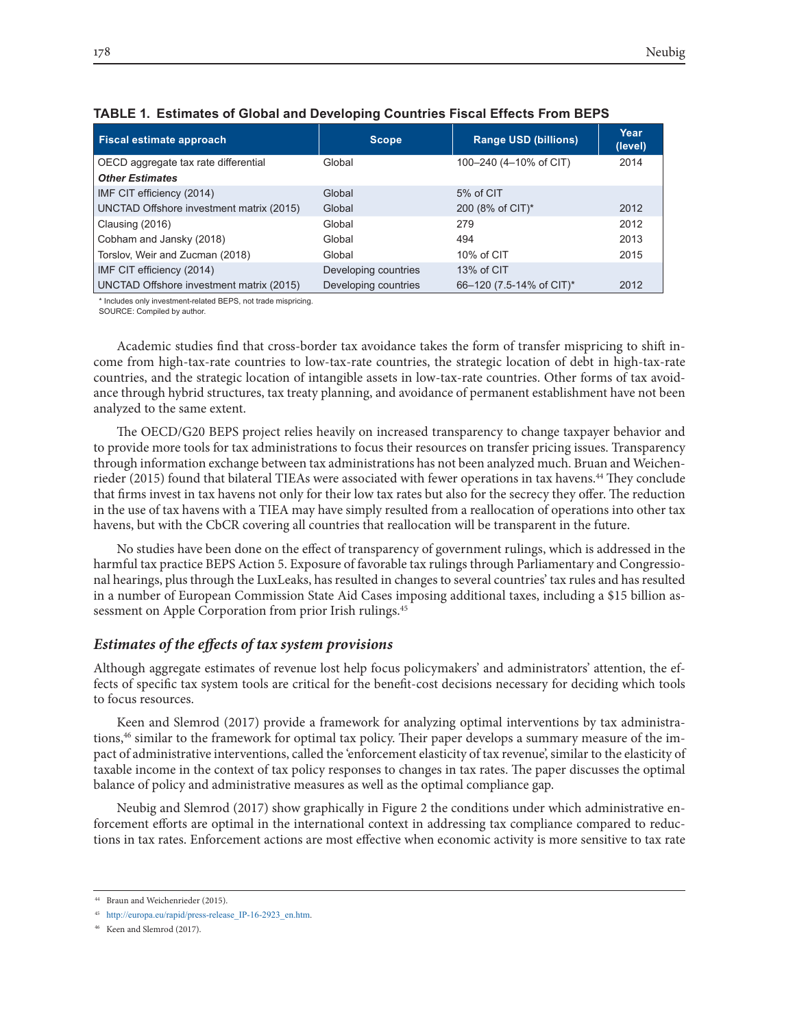**TABLE 1. Estimates of Global and Developing Countries Fiscal Effects From BEPS**

| Fiscal estimate approach | Scope | Range USD (billions) | Year (level) |
|---|---|---|---|
| OECD aggregate tax rate differential | Global | 100–240 (4–10% of CIT) | 2014 |
| ***Other Estimates*** | | | |
| IMF CIT efficiency (2014) | Global | 5% of CIT | |
| UNCTAD Offshore investment matrix (2015) | Global | 200 (8% of CIT)* | 2012 |
| Clausing (2016) | Global | 279 | 2012 |
| Cobham and Jansky (2018) | Global | 494 | 2013 |
| Torslov, Weir and Zucman (2018) | Global | 10% of CIT | 2015 |
| IMF CIT efficiency (2014) | Developing countries | 13% of CIT | |
| UNCTAD Offshore investment matrix (2015) | Developing countries | 66–120 (7.5-14% of CIT)* | 2012 |

* Includes only investment-related BEPS, not trade mispricing.
SOURCE: Compiled by author.

Academic studies find that cross-border tax avoidance takes the form of transfer mispricing to shift income from high-tax-rate countries to low-tax-rate countries, the strategic location of debt in high-tax-rate countries, and the strategic location of intangible assets in low-tax-rate countries. Other forms of tax avoidance through hybrid structures, tax treaty planning, and avoidance of permanent establishment have not been analyzed to the same extent.

The OECD/G20 BEPS project relies heavily on increased transparency to change taxpayer behavior and to provide more tools for tax administrations to focus their resources on transfer pricing issues. Transparency through information exchange between tax administrations has not been analyzed much. Bruan and Weichenrieder (2015) found that bilateral TIEAs were associated with fewer operations in tax havens.[44] They conclude that firms invest in tax havens not only for their low tax rates but also for the secrecy they offer. The reduction in the use of tax havens with a TIEA may have simply resulted from a reallocation of operations into other tax havens, but with the CbCR covering all countries that reallocation will be transparent in the future.

No studies have been done on the effect of transparency of government rulings, which is addressed in the harmful tax practice BEPS Action 5. Exposure of favorable tax rulings through Parliamentary and Congressional hearings, plus through the LuxLeaks, has resulted in changes to several countries' tax rules and has resulted in a number of European Commission State Aid Cases imposing additional taxes, including a $15 billion assessment on Apple Corporation from prior Irish rulings.[45]

### *Estimates of the effects of tax system provisions*

Although aggregate estimates of revenue lost help focus policymakers' and administrators' attention, the effects of specific tax system tools are critical for the benefit-cost decisions necessary for deciding which tools to focus resources.

Keen and Slemrod (2017) provide a framework for analyzing optimal interventions by tax administrations,[46] similar to the framework for optimal tax policy. Their paper develops a summary measure of the impact of administrative interventions, called the 'enforcement elasticity of tax revenue', similar to the elasticity of taxable income in the context of tax policy responses to changes in tax rates. The paper discusses the optimal balance of policy and administrative measures as well as the optimal compliance gap.

Neubig and Slemrod (2017) show graphically in Figure 2 the conditions under which administrative enforcement efforts are optimal in the international context in addressing tax compliance compared to reductions in tax rates. Enforcement actions are most effective when economic activity is more sensitive to tax rate

[44] Braun and Weichenrieder (2015).

[45] http://europa.eu/rapid/press-release_IP-16-2923_en.htm.

[46] Keen and Slemrod (2017).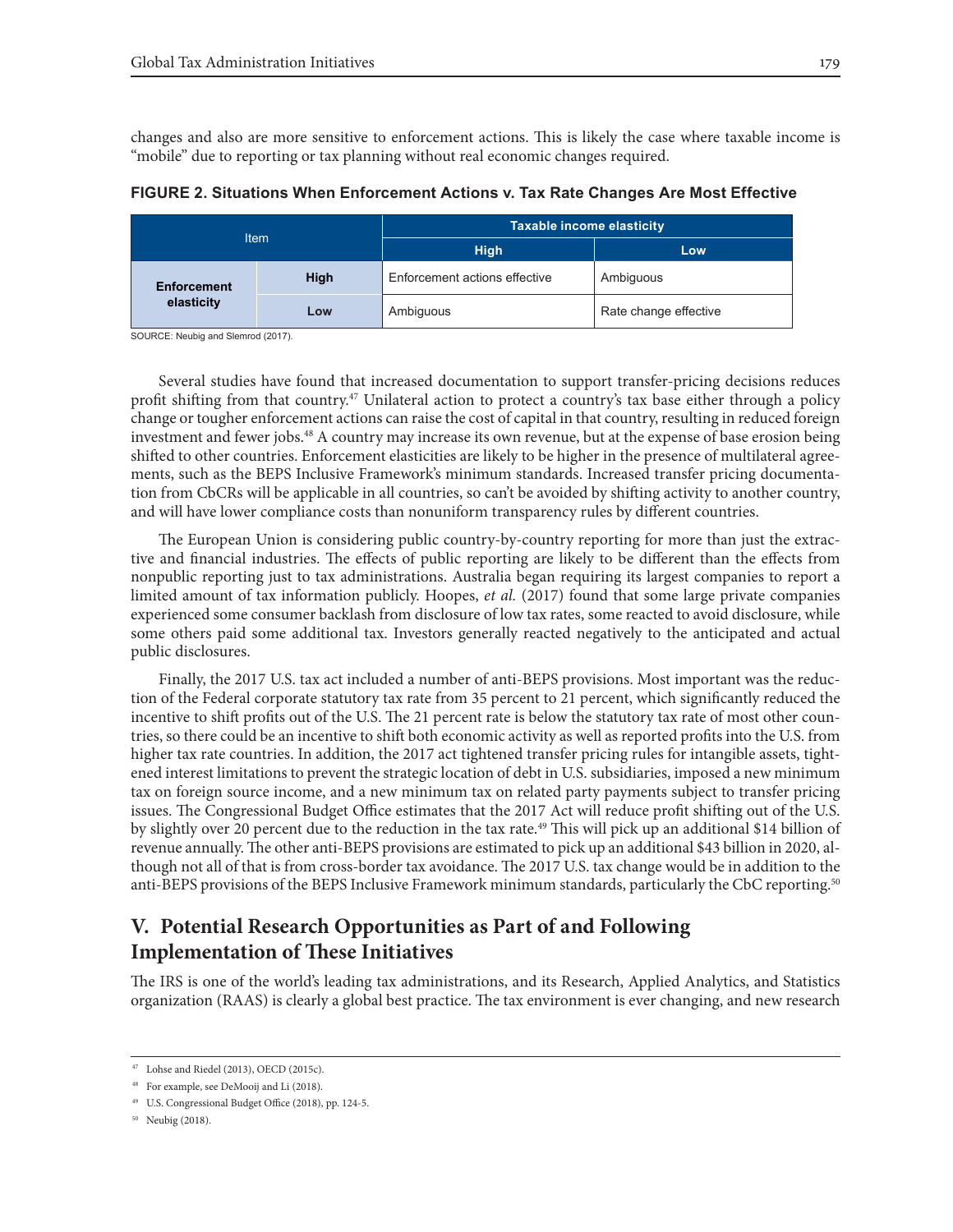changes and also are more sensitive to enforcement actions. This is likely the case where taxable income is "mobile" due to reporting or tax planning without real economic changes required.

**FIGURE 2. Situations When Enforcement Actions v. Tax Rate Changes Are Most Effective**

| Item | | Taxable income elasticity | |
|---|---|---|---|
| | | **High** | **Low** |
| **Enforcement elasticity** | **High** | Enforcement actions effective | Ambiguous |
| | **Low** | Ambiguous | Rate change effective |

SOURCE: Neubig and Slemrod (2017).

Several studies have found that increased documentation to support transfer-pricing decisions reduces profit shifting from that country.[47] Unilateral action to protect a country's tax base either through a policy change or tougher enforcement actions can raise the cost of capital in that country, resulting in reduced foreign investment and fewer jobs.[48] A country may increase its own revenue, but at the expense of base erosion being shifted to other countries. Enforcement elasticities are likely to be higher in the presence of multilateral agreements, such as the BEPS Inclusive Framework's minimum standards. Increased transfer pricing documentation from CbCRs will be applicable in all countries, so can't be avoided by shifting activity to another country, and will have lower compliance costs than nonuniform transparency rules by different countries.

The European Union is considering public country-by-country reporting for more than just the extractive and financial industries. The effects of public reporting are likely to be different than the effects from nonpublic reporting just to tax administrations. Australia began requiring its largest companies to report a limited amount of tax information publicly. Hoopes, *et al.* (2017) found that some large private companies experienced some consumer backlash from disclosure of low tax rates, some reacted to avoid disclosure, while some others paid some additional tax. Investors generally reacted negatively to the anticipated and actual public disclosures.

Finally, the 2017 U.S. tax act included a number of anti-BEPS provisions. Most important was the reduction of the Federal corporate statutory tax rate from 35 percent to 21 percent, which significantly reduced the incentive to shift profits out of the U.S. The 21 percent rate is below the statutory tax rate of most other countries, so there could be an incentive to shift both economic activity as well as reported profits into the U.S. from higher tax rate countries. In addition, the 2017 act tightened transfer pricing rules for intangible assets, tightened interest limitations to prevent the strategic location of debt in U.S. subsidiaries, imposed a new minimum tax on foreign source income, and a new minimum tax on related party payments subject to transfer pricing issues. The Congressional Budget Office estimates that the 2017 Act will reduce profit shifting out of the U.S. by slightly over 20 percent due to the reduction in the tax rate.[49] This will pick up an additional $14 billion of revenue annually. The other anti-BEPS provisions are estimated to pick up an additional $43 billion in 2020, although not all of that is from cross-border tax avoidance. The 2017 U.S. tax change would be in addition to the anti-BEPS provisions of the BEPS Inclusive Framework minimum standards, particularly the CbC reporting.[50]

## V. Potential Research Opportunities as Part of and Following Implementation of These Initiatives

The IRS is one of the world's leading tax administrations, and its Research, Applied Analytics, and Statistics organization (RAAS) is clearly a global best practice. The tax environment is ever changing, and new research

---

[47] Lohse and Riedel (2013), OECD (2015c).

[48] For example, see DeMooij and Li (2018).

[49] U.S. Congressional Budget Office (2018), pp. 124-5.

[50] Neubig (2018).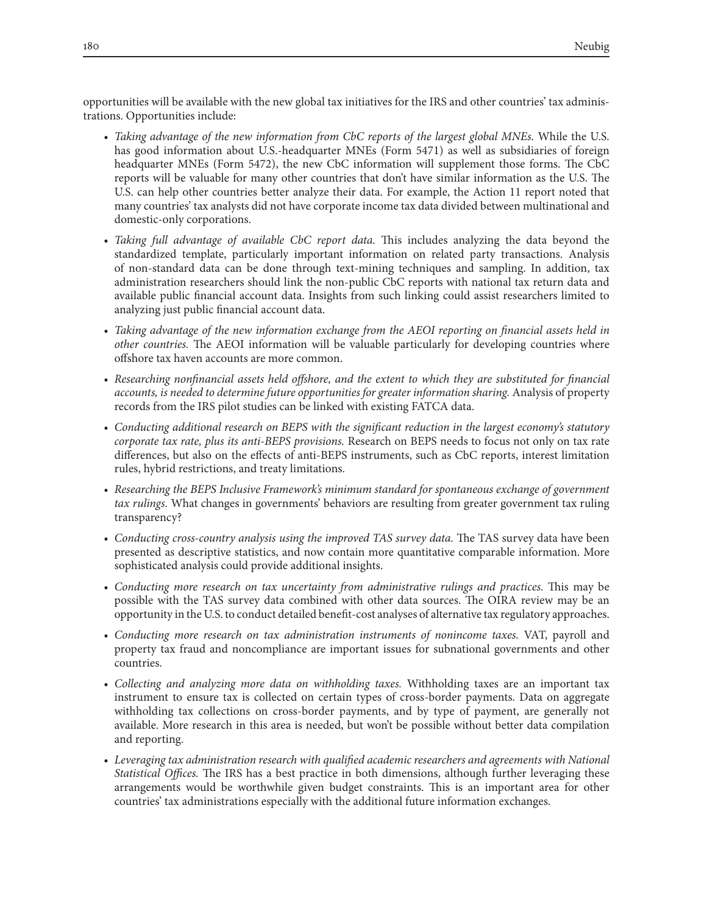opportunities will be available with the new global tax initiatives for the IRS and other countries' tax administrations. Opportunities include:

- *Taking advantage of the new information from CbC reports of the largest global MNEs.* While the U.S. has good information about U.S.-headquarter MNEs (Form 5471) as well as subsidiaries of foreign headquarter MNEs (Form 5472), the new CbC information will supplement those forms. The CbC reports will be valuable for many other countries that don't have similar information as the U.S. The U.S. can help other countries better analyze their data. For example, the Action 11 report noted that many countries' tax analysts did not have corporate income tax data divided between multinational and domestic-only corporations.
- *Taking full advantage of available CbC report data.* This includes analyzing the data beyond the standardized template, particularly important information on related party transactions. Analysis of non-standard data can be done through text-mining techniques and sampling. In addition, tax administration researchers should link the non-public CbC reports with national tax return data and available public financial account data. Insights from such linking could assist researchers limited to analyzing just public financial account data.
- *Taking advantage of the new information exchange from the AEOI reporting on financial assets held in other countries.* The AEOI information will be valuable particularly for developing countries where offshore tax haven accounts are more common.
- *Researching nonfinancial assets held offshore, and the extent to which they are substituted for financial accounts, is needed to determine future opportunities for greater information sharing.* Analysis of property records from the IRS pilot studies can be linked with existing FATCA data.
- *Conducting additional research on BEPS with the significant reduction in the largest economy's statutory corporate tax rate, plus its anti-BEPS provisions.* Research on BEPS needs to focus not only on tax rate differences, but also on the effects of anti-BEPS instruments, such as CbC reports, interest limitation rules, hybrid restrictions, and treaty limitations.
- *Researching the BEPS Inclusive Framework's minimum standard for spontaneous exchange of government tax rulings.* What changes in governments' behaviors are resulting from greater government tax ruling transparency?
- *Conducting cross-country analysis using the improved TAS survey data.* The TAS survey data have been presented as descriptive statistics, and now contain more quantitative comparable information. More sophisticated analysis could provide additional insights.
- *Conducting more research on tax uncertainty from administrative rulings and practices.* This may be possible with the TAS survey data combined with other data sources. The OIRA review may be an opportunity in the U.S. to conduct detailed benefit-cost analyses of alternative tax regulatory approaches.
- *Conducting more research on tax administration instruments of nonincome taxes.* VAT, payroll and property tax fraud and noncompliance are important issues for subnational governments and other countries.
- *Collecting and analyzing more data on withholding taxes.* Withholding taxes are an important tax instrument to ensure tax is collected on certain types of cross-border payments. Data on aggregate withholding tax collections on cross-border payments, and by type of payment, are generally not available. More research in this area is needed, but won't be possible without better data compilation and reporting.
- *Leveraging tax administration research with qualified academic researchers and agreements with National Statistical Offices.* The IRS has a best practice in both dimensions, although further leveraging these arrangements would be worthwhile given budget constraints. This is an important area for other countries' tax administrations especially with the additional future information exchanges.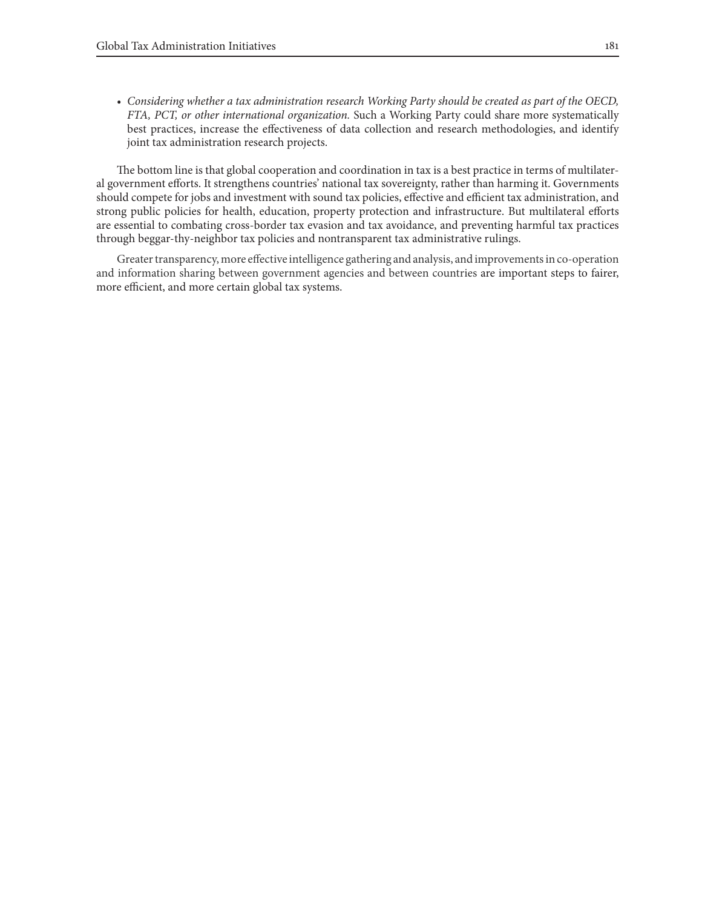- *Considering whether a tax administration research Working Party should be created as part of the OECD, FTA, PCT, or other international organization.* Such a Working Party could share more systematically best practices, increase the effectiveness of data collection and research methodologies, and identify joint tax administration research projects.

The bottom line is that global cooperation and coordination in tax is a best practice in terms of multilateral government efforts. It strengthens countries' national tax sovereignty, rather than harming it. Governments should compete for jobs and investment with sound tax policies, effective and efficient tax administration, and strong public policies for health, education, property protection and infrastructure. But multilateral efforts are essential to combating cross-border tax evasion and tax avoidance, and preventing harmful tax practices through beggar-thy-neighbor tax policies and nontransparent tax administrative rulings.

Greater transparency, more effective intelligence gathering and analysis, and improvements in co-operation and information sharing between government agencies and between countries are important steps to fairer, more efficient, and more certain global tax systems.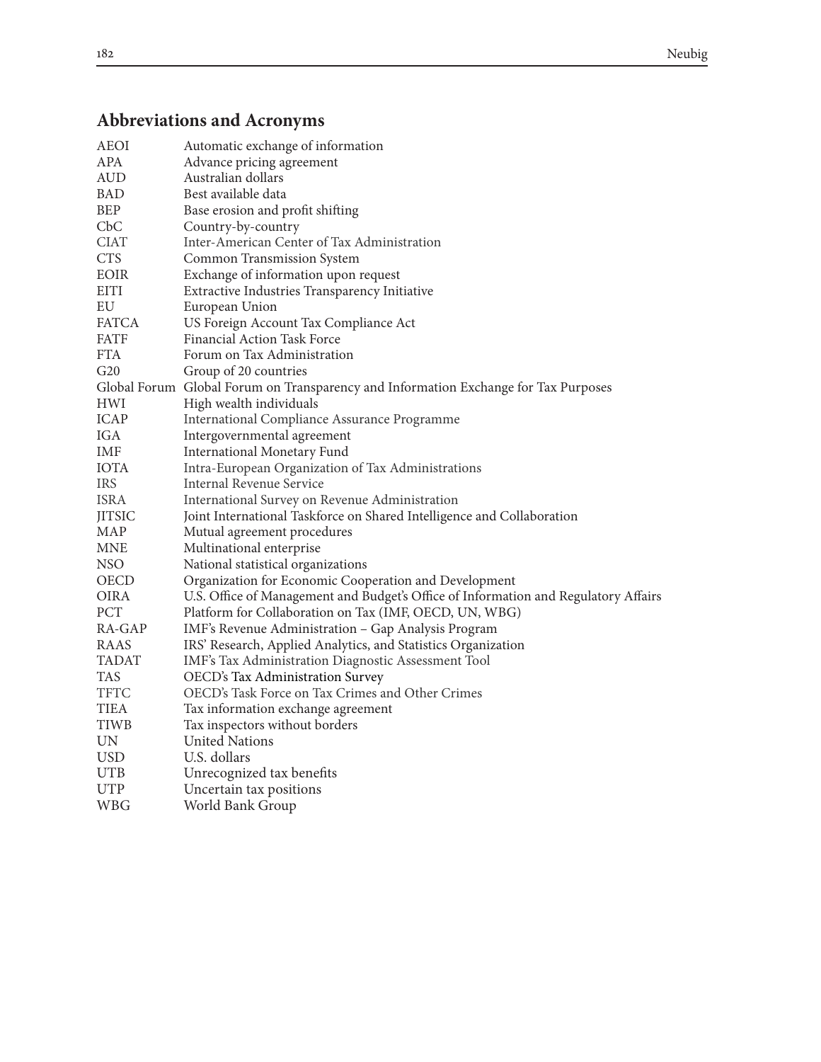## Abbreviations and Acronyms

| | |
|---|---|
| AEOI | Automatic exchange of information |
| APA | Advance pricing agreement |
| AUD | Australian dollars |
| BAD | Best available data |
| BEP | Base erosion and profit shifting |
| CbC | Country-by-country |
| CIAT | Inter-American Center of Tax Administration |
| CTS | Common Transmission System |
| EOIR | Exchange of information upon request |
| EITI | Extractive Industries Transparency Initiative |
| EU | European Union |
| FATCA | US Foreign Account Tax Compliance Act |
| FATF | Financial Action Task Force |
| FTA | Forum on Tax Administration |
| G20 | Group of 20 countries |
| Global Forum | Global Forum on Transparency and Information Exchange for Tax Purposes |
| HWI | High wealth individuals |
| ICAP | International Compliance Assurance Programme |
| IGA | Intergovernmental agreement |
| IMF | International Monetary Fund |
| IOTA | Intra-European Organization of Tax Administrations |
| IRS | Internal Revenue Service |
| ISRA | International Survey on Revenue Administration |
| JITSIC | Joint International Taskforce on Shared Intelligence and Collaboration |
| MAP | Mutual agreement procedures |
| MNE | Multinational enterprise |
| NSO | National statistical organizations |
| OECD | Organization for Economic Cooperation and Development |
| OIRA | U.S. Office of Management and Budget's Office of Information and Regulatory Affairs |
| PCT | Platform for Collaboration on Tax (IMF, OECD, UN, WBG) |
| RA-GAP | IMF's Revenue Administration – Gap Analysis Program |
| RAAS | IRS' Research, Applied Analytics, and Statistics Organization |
| TADAT | IMF's Tax Administration Diagnostic Assessment Tool |
| TAS | OECD's Tax Administration Survey |
| TFTC | OECD's Task Force on Tax Crimes and Other Crimes |
| TIEA | Tax information exchange agreement |
| TIWB | Tax inspectors without borders |
| UN | United Nations |
| USD | U.S. dollars |
| UTB | Unrecognized tax benefits |
| UTP | Uncertain tax positions |
| WBG | World Bank Group |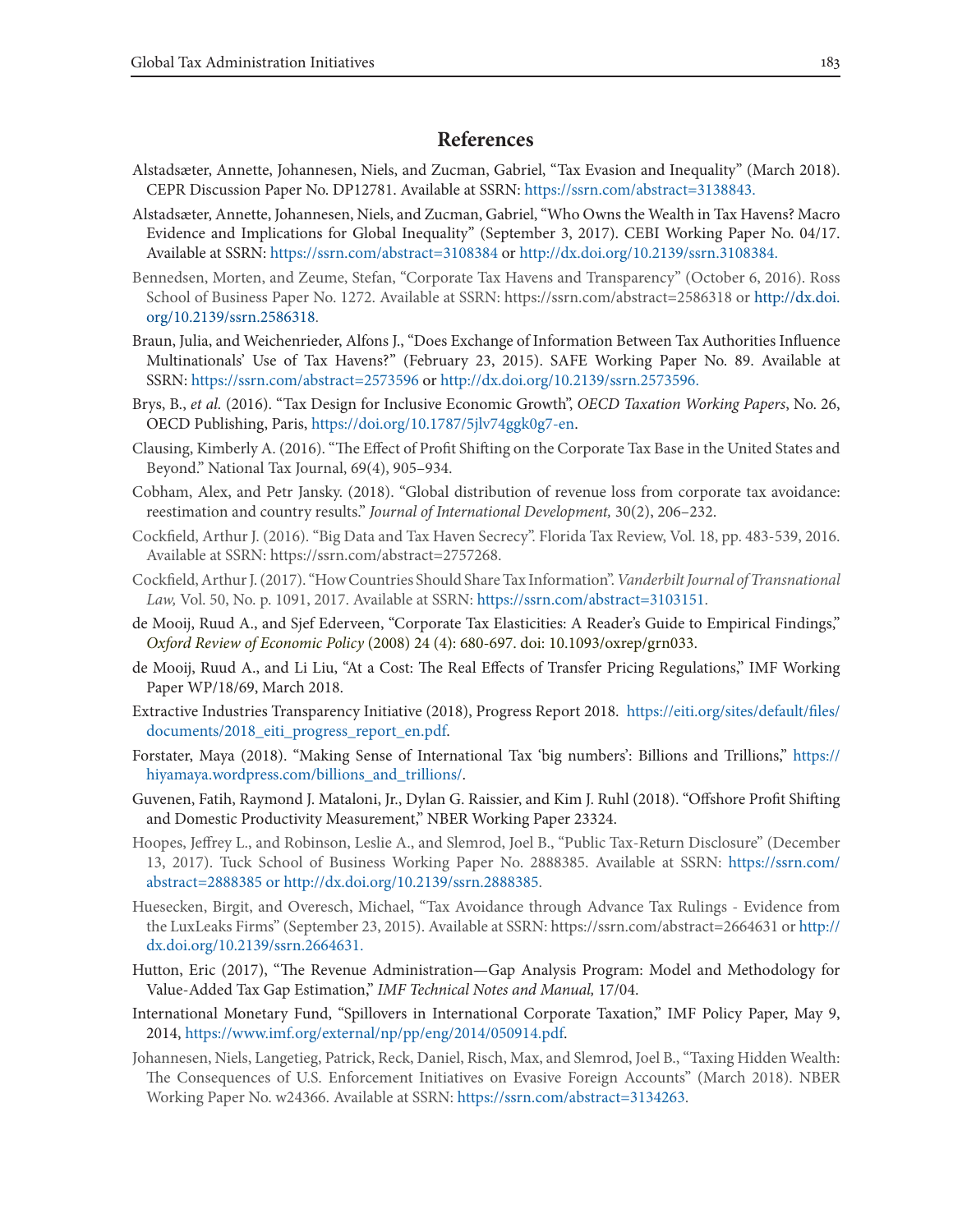## References

Alstadsæter, Annette, Johannesen, Niels, and Zucman, Gabriel, "Tax Evasion and Inequality" (March 2018). CEPR Discussion Paper No. DP12781. Available at SSRN: https://ssrn.com/abstract=3138843.

Alstadsæter, Annette, Johannesen, Niels, and Zucman, Gabriel, "Who Owns the Wealth in Tax Havens? Macro Evidence and Implications for Global Inequality" (September 3, 2017). CEBI Working Paper No. 04/17. Available at SSRN: https://ssrn.com/abstract=3108384 or http://dx.doi.org/10.2139/ssrn.3108384.

Bennedsen, Morten, and Zeume, Stefan, "Corporate Tax Havens and Transparency" (October 6, 2016). Ross School of Business Paper No. 1272. Available at SSRN: https://ssrn.com/abstract=2586318 or http://dx.doi.org/10.2139/ssrn.2586318.

Braun, Julia, and Weichenrieder, Alfons J., "Does Exchange of Information Between Tax Authorities Influence Multinationals' Use of Tax Havens?" (February 23, 2015). SAFE Working Paper No. 89. Available at SSRN: https://ssrn.com/abstract=2573596 or http://dx.doi.org/10.2139/ssrn.2573596.

Brys, B., *et al.* (2016). "Tax Design for Inclusive Economic Growth", *OECD Taxation Working Papers*, No. 26, OECD Publishing, Paris, https://doi.org/10.1787/5jlv74ggk0g7-en.

Clausing, Kimberly A. (2016). "The Effect of Profit Shifting on the Corporate Tax Base in the United States and Beyond." National Tax Journal, 69(4), 905–934.

Cobham, Alex, and Petr Jansky. (2018). "Global distribution of revenue loss from corporate tax avoidance: reestimation and country results." *Journal of International Development,* 30(2), 206–232.

Cockfield, Arthur J. (2016). "Big Data and Tax Haven Secrecy". Florida Tax Review, Vol. 18, pp. 483-539, 2016. Available at SSRN: https://ssrn.com/abstract=2757268.

Cockfield, Arthur J. (2017). "How Countries Should Share Tax Information". *Vanderbilt Journal of Transnational Law,* Vol. 50, No. p. 1091, 2017. Available at SSRN: https://ssrn.com/abstract=3103151.

de Mooij, Ruud A., and Sjef Ederveen, "Corporate Tax Elasticities: A Reader's Guide to Empirical Findings," *Oxford Review of Economic Policy* (2008) 24 (4): 680-697. doi: 10.1093/oxrep/grn033.

de Mooij, Ruud A., and Li Liu, "At a Cost: The Real Effects of Transfer Pricing Regulations," IMF Working Paper WP/18/69, March 2018.

Extractive Industries Transparency Initiative (2018), Progress Report 2018. https://eiti.org/sites/default/files/documents/2018_eiti_progress_report_en.pdf.

Forstater, Maya (2018). "Making Sense of International Tax 'big numbers': Billions and Trillions," https://hiyamaya.wordpress.com/billions_and_trillions/.

Guvenen, Fatih, Raymond J. Mataloni, Jr., Dylan G. Raissier, and Kim J. Ruhl (2018). "Offshore Profit Shifting and Domestic Productivity Measurement," NBER Working Paper 23324.

Hoopes, Jeffrey L., and Robinson, Leslie A., and Slemrod, Joel B., "Public Tax-Return Disclosure" (December 13, 2017). Tuck School of Business Working Paper No. 2888385. Available at SSRN: https://ssrn.com/abstract=2888385 or http://dx.doi.org/10.2139/ssrn.2888385.

Huesecken, Birgit, and Overesch, Michael, "Tax Avoidance through Advance Tax Rulings - Evidence from the LuxLeaks Firms" (September 23, 2015). Available at SSRN: https://ssrn.com/abstract=2664631 or http://dx.doi.org/10.2139/ssrn.2664631.

Hutton, Eric (2017), "The Revenue Administration—Gap Analysis Program: Model and Methodology for Value-Added Tax Gap Estimation," *IMF Technical Notes and Manual,* 17/04.

International Monetary Fund, "Spillovers in International Corporate Taxation," IMF Policy Paper, May 9, 2014, https://www.imf.org/external/np/pp/eng/2014/050914.pdf.

Johannesen, Niels, Langetieg, Patrick, Reck, Daniel, Risch, Max, and Slemrod, Joel B., "Taxing Hidden Wealth: The Consequences of U.S. Enforcement Initiatives on Evasive Foreign Accounts" (March 2018). NBER Working Paper No. w24366. Available at SSRN: https://ssrn.com/abstract=3134263.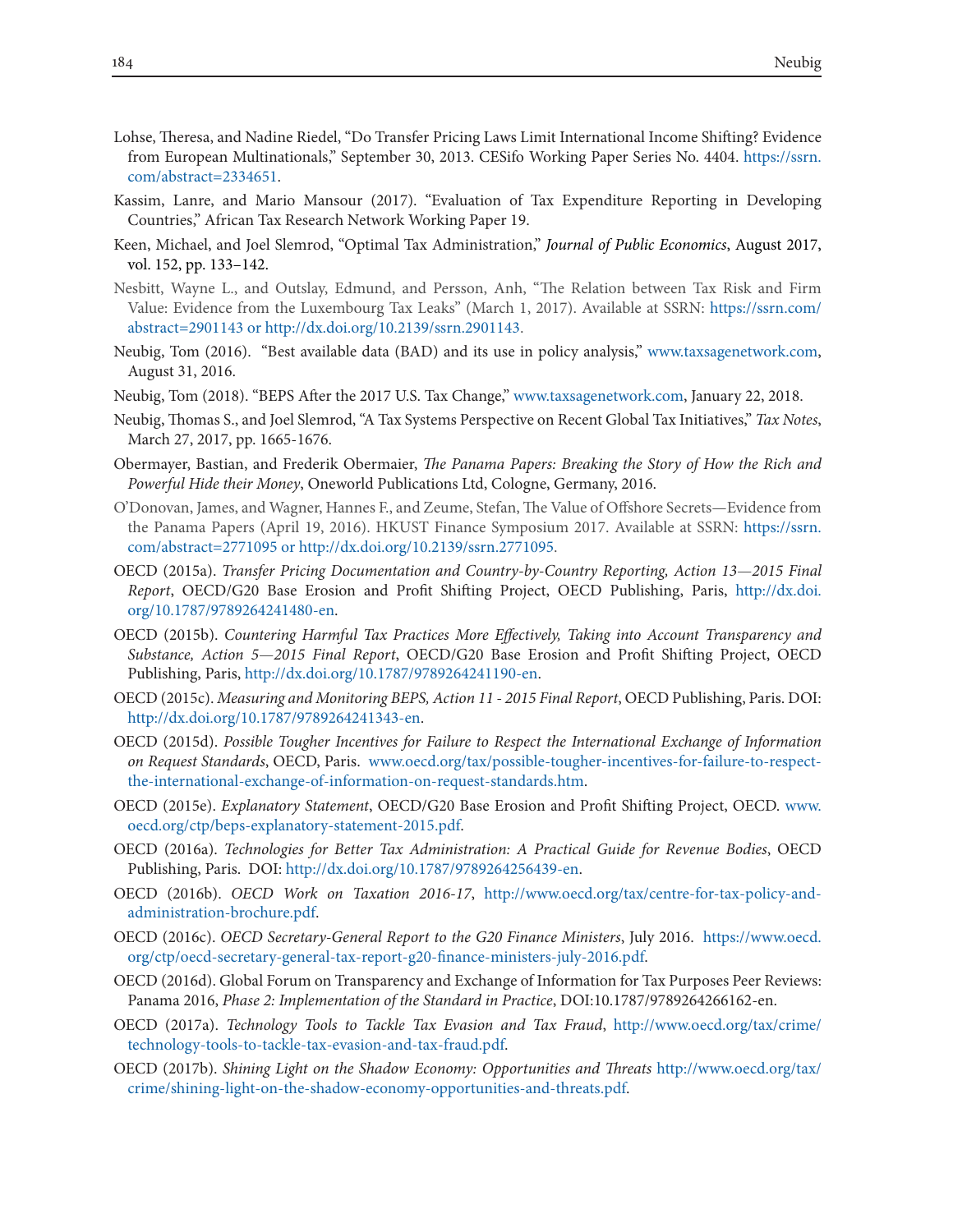Lohse, Theresa, and Nadine Riedel, "Do Transfer Pricing Laws Limit International Income Shifting? Evidence from European Multinationals," September 30, 2013. CESifo Working Paper Series No. 4404. https://ssrn.com/abstract=2334651.

Kassim, Lanre, and Mario Mansour (2017). "Evaluation of Tax Expenditure Reporting in Developing Countries," African Tax Research Network Working Paper 19.

Keen, Michael, and Joel Slemrod, "Optimal Tax Administration," *Journal of Public Economics*, August 2017, vol. 152, pp. 133–142.

Nesbitt, Wayne L., and Outslay, Edmund, and Persson, Anh, "The Relation between Tax Risk and Firm Value: Evidence from the Luxembourg Tax Leaks" (March 1, 2017). Available at SSRN: https://ssrn.com/abstract=2901143 or http://dx.doi.org/10.2139/ssrn.2901143.

Neubig, Tom (2016). "Best available data (BAD) and its use in policy analysis," www.taxsagenetwork.com, August 31, 2016.

Neubig, Tom (2018). "BEPS After the 2017 U.S. Tax Change," www.taxsagenetwork.com, January 22, 2018.

Neubig, Thomas S., and Joel Slemrod, "A Tax Systems Perspective on Recent Global Tax Initiatives," *Tax Notes*, March 27, 2017, pp. 1665-1676.

Obermayer, Bastian, and Frederik Obermaier, *The Panama Papers: Breaking the Story of How the Rich and Powerful Hide their Money*, Oneworld Publications Ltd, Cologne, Germany, 2016.

O'Donovan, James, and Wagner, Hannes F., and Zeume, Stefan, The Value of Offshore Secrets—Evidence from the Panama Papers (April 19, 2016). HKUST Finance Symposium 2017. Available at SSRN: https://ssrn.com/abstract=2771095 or http://dx.doi.org/10.2139/ssrn.2771095.

OECD (2015a). *Transfer Pricing Documentation and Country-by-Country Reporting, Action 13—2015 Final Report*, OECD/G20 Base Erosion and Profit Shifting Project, OECD Publishing, Paris, http://dx.doi.org/10.1787/9789264241480-en.

OECD (2015b). *Countering Harmful Tax Practices More Effectively, Taking into Account Transparency and Substance, Action 5—2015 Final Report*, OECD/G20 Base Erosion and Profit Shifting Project, OECD Publishing, Paris, http://dx.doi.org/10.1787/9789264241190-en.

OECD (2015c). *Measuring and Monitoring BEPS, Action 11 - 2015 Final Report*, OECD Publishing, Paris. DOI: http://dx.doi.org/10.1787/9789264241343-en.

OECD (2015d). *Possible Tougher Incentives for Failure to Respect the International Exchange of Information on Request Standards*, OECD, Paris. www.oecd.org/tax/possible-tougher-incentives-for-failure-to-respect-the-international-exchange-of-information-on-request-standards.htm.

OECD (2015e). *Explanatory Statement*, OECD/G20 Base Erosion and Profit Shifting Project, OECD. www.oecd.org/ctp/beps-explanatory-statement-2015.pdf.

OECD (2016a). *Technologies for Better Tax Administration: A Practical Guide for Revenue Bodies*, OECD Publishing, Paris. DOI: http://dx.doi.org/10.1787/9789264256439-en.

OECD (2016b). *OECD Work on Taxation 2016-17*, http://www.oecd.org/tax/centre-for-tax-policy-and-administration-brochure.pdf.

OECD (2016c). *OECD Secretary-General Report to the G20 Finance Ministers*, July 2016. https://www.oecd.org/ctp/oecd-secretary-general-tax-report-g20-finance-ministers-july-2016.pdf.

OECD (2016d). Global Forum on Transparency and Exchange of Information for Tax Purposes Peer Reviews: Panama 2016, *Phase 2: Implementation of the Standard in Practice*, DOI:10.1787/9789264266162-en.

OECD (2017a). *Technology Tools to Tackle Tax Evasion and Tax Fraud*, http://www.oecd.org/tax/crime/technology-tools-to-tackle-tax-evasion-and-tax-fraud.pdf.

OECD (2017b). *Shining Light on the Shadow Economy: Opportunities and Threats* http://www.oecd.org/tax/crime/shining-light-on-the-shadow-economy-opportunities-and-threats.pdf.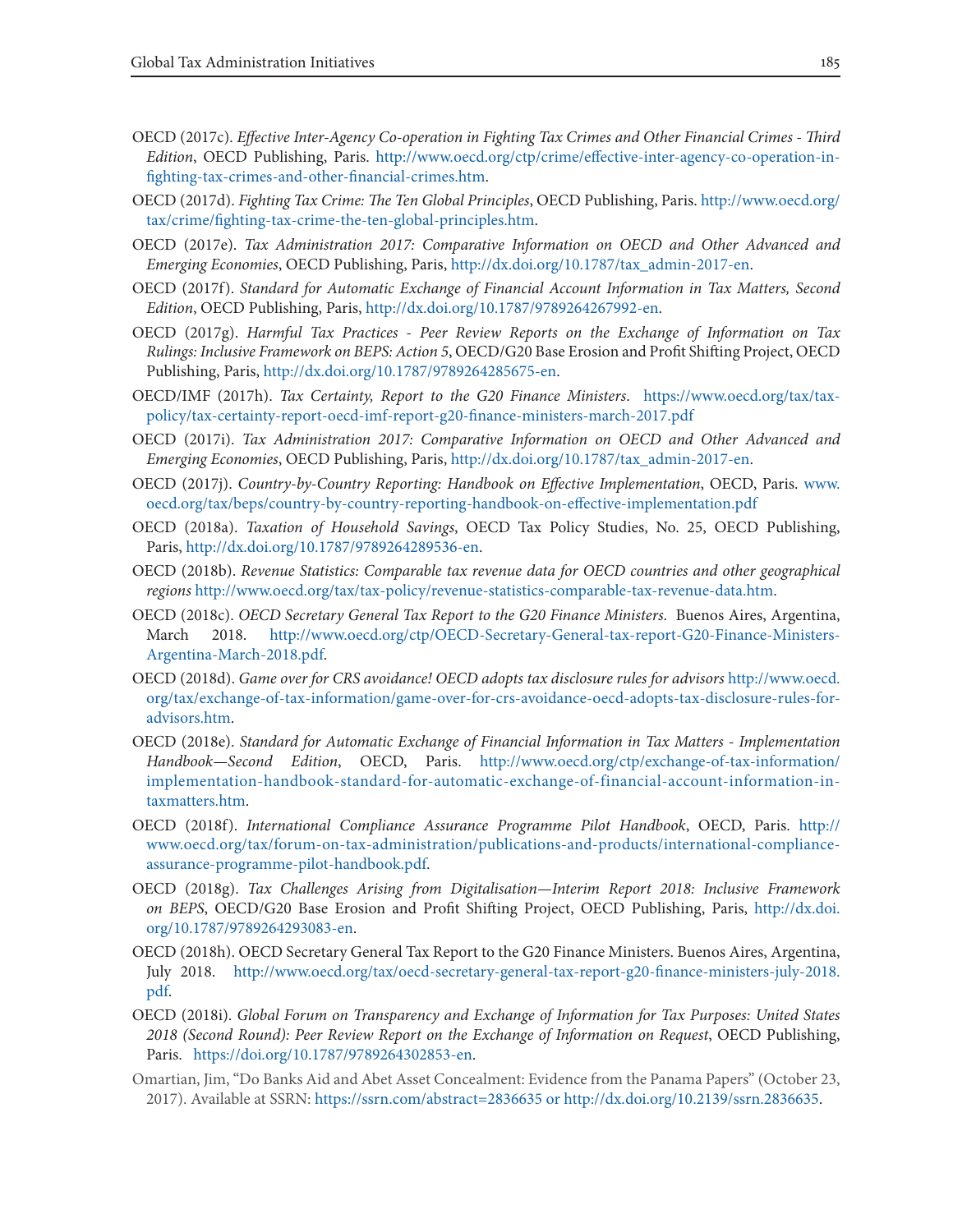OECD (2017c). *Effective Inter-Agency Co-operation in Fighting Tax Crimes and Other Financial Crimes - Third Edition*, OECD Publishing, Paris. http://www.oecd.org/ctp/crime/effective-inter-agency-co-operation-in-fighting-tax-crimes-and-other-financial-crimes.htm.

OECD (2017d). *Fighting Tax Crime: The Ten Global Principles*, OECD Publishing, Paris. http://www.oecd.org/tax/crime/fighting-tax-crime-the-ten-global-principles.htm.

OECD (2017e). *Tax Administration 2017: Comparative Information on OECD and Other Advanced and Emerging Economies*, OECD Publishing, Paris, http://dx.doi.org/10.1787/tax_admin-2017-en.

OECD (2017f). *Standard for Automatic Exchange of Financial Account Information in Tax Matters, Second Edition*, OECD Publishing, Paris, http://dx.doi.org/10.1787/9789264267992-en.

OECD (2017g). *Harmful Tax Practices - Peer Review Reports on the Exchange of Information on Tax Rulings: Inclusive Framework on BEPS: Action 5*, OECD/G20 Base Erosion and Profit Shifting Project, OECD Publishing, Paris, http://dx.doi.org/10.1787/9789264285675-en.

OECD/IMF (2017h). *Tax Certainty, Report to the G20 Finance Ministers*. https://www.oecd.org/tax/tax-policy/tax-certainty-report-oecd-imf-report-g20-finance-ministers-march-2017.pdf

OECD (2017i). *Tax Administration 2017: Comparative Information on OECD and Other Advanced and Emerging Economies*, OECD Publishing, Paris, http://dx.doi.org/10.1787/tax_admin-2017-en.

OECD (2017j). *Country-by-Country Reporting: Handbook on Effective Implementation*, OECD, Paris. www.oecd.org/tax/beps/country-by-country-reporting-handbook-on-effective-implementation.pdf

OECD (2018a). *Taxation of Household Savings*, OECD Tax Policy Studies, No. 25, OECD Publishing, Paris, http://dx.doi.org/10.1787/9789264289536-en.

OECD (2018b). *Revenue Statistics: Comparable tax revenue data for OECD countries and other geographical regions* http://www.oecd.org/tax/tax-policy/revenue-statistics-comparable-tax-revenue-data.htm.

OECD (2018c). *OECD Secretary General Tax Report to the G20 Finance Ministers*. Buenos Aires, Argentina, March 2018. http://www.oecd.org/ctp/OECD-Secretary-General-tax-report-G20-Finance-Ministers-Argentina-March-2018.pdf.

OECD (2018d). *Game over for CRS avoidance! OECD adopts tax disclosure rules for advisors* http://www.oecd.org/tax/exchange-of-tax-information/game-over-for-crs-avoidance-oecd-adopts-tax-disclosure-rules-for-advisors.htm.

OECD (2018e). *Standard for Automatic Exchange of Financial Information in Tax Matters - Implementation Handbook—Second Edition*, OECD, Paris. http://www.oecd.org/ctp/exchange-of-tax-information/implementation-handbook-standard-for-automatic-exchange-of-financial-account-information-in-taxmatters.htm.

OECD (2018f). *International Compliance Assurance Programme Pilot Handbook*, OECD, Paris. http://www.oecd.org/tax/forum-on-tax-administration/publications-and-products/international-compliance-assurance-programme-pilot-handbook.pdf.

OECD (2018g). *Tax Challenges Arising from Digitalisation—Interim Report 2018: Inclusive Framework on BEPS*, OECD/G20 Base Erosion and Profit Shifting Project, OECD Publishing, Paris, http://dx.doi.org/10.1787/9789264293083-en.

OECD (2018h). OECD Secretary General Tax Report to the G20 Finance Ministers. Buenos Aires, Argentina, July 2018. http://www.oecd.org/tax/oecd-secretary-general-tax-report-g20-finance-ministers-july-2018.pdf.

OECD (2018i). *Global Forum on Transparency and Exchange of Information for Tax Purposes: United States 2018 (Second Round): Peer Review Report on the Exchange of Information on Request*, OECD Publishing, Paris. https://doi.org/10.1787/9789264302853-en.

Omartian, Jim, "Do Banks Aid and Abet Asset Concealment: Evidence from the Panama Papers" (October 23, 2017). Available at SSRN: https://ssrn.com/abstract=2836635 or http://dx.doi.org/10.2139/ssrn.2836635.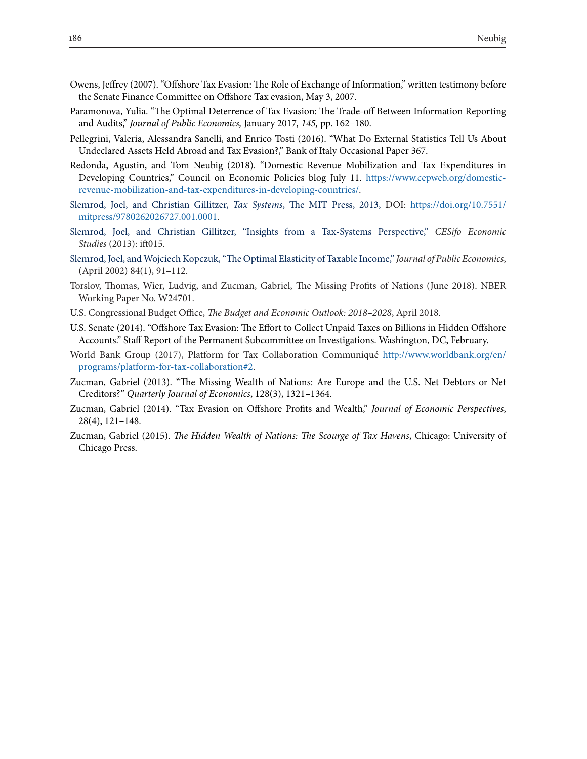Owens, Jeffrey (2007). "Offshore Tax Evasion: The Role of Exchange of Information," written testimony before the Senate Finance Committee on Offshore Tax evasion, May 3, 2007.

Paramonova, Yulia. "The Optimal Deterrence of Tax Evasion: The Trade-off Between Information Reporting and Audits," *Journal of Public Economics,* January 2017*, 145,* pp. 162–180.

Pellegrini, Valeria, Alessandra Sanelli, and Enrico Tosti (2016). "What Do External Statistics Tell Us About Undeclared Assets Held Abroad and Tax Evasion?," Bank of Italy Occasional Paper 367.

Redonda, Agustin, and Tom Neubig (2018). "Domestic Revenue Mobilization and Tax Expenditures in Developing Countries," Council on Economic Policies blog July 11. https://www.cepweb.org/domestic-revenue-mobilization-and-tax-expenditures-in-developing-countries/.

Slemrod, Joel, and Christian Gillitzer, *Tax Systems*, The MIT Press, 2013, DOI: https://doi.org/10.7551/mitpress/9780262026727.001.0001.

Slemrod, Joel, and Christian Gillitzer, "Insights from a Tax-Systems Perspective," *CESifo Economic Studies* (2013): ift015.

Slemrod, Joel, and Wojciech Kopczuk, "The Optimal Elasticity of Taxable Income," *Journal of Public Economics*, (April 2002) 84(1), 91–112.

Torslov, Thomas, Wier, Ludvig, and Zucman, Gabriel, The Missing Profits of Nations (June 2018). NBER Working Paper No. W24701.

U.S. Congressional Budget Office, *The Budget and Economic Outlook: 2018–2028*, April 2018.

U.S. Senate (2014). "Offshore Tax Evasion: The Effort to Collect Unpaid Taxes on Billions in Hidden Offshore Accounts." Staff Report of the Permanent Subcommittee on Investigations. Washington, DC, February.

World Bank Group (2017), Platform for Tax Collaboration Communiqué http://www.worldbank.org/en/programs/platform-for-tax-collaboration#2.

Zucman, Gabriel (2013). "The Missing Wealth of Nations: Are Europe and the U.S. Net Debtors or Net Creditors?" *Quarterly Journal of Economics*, 128(3), 1321–1364.

Zucman, Gabriel (2014). "Tax Evasion on Offshore Profits and Wealth," *Journal of Economic Perspectives*, 28(4), 121–148.

Zucman, Gabriel (2015). *The Hidden Wealth of Nations: The Scourge of Tax Havens*, Chicago: University of Chicago Press.